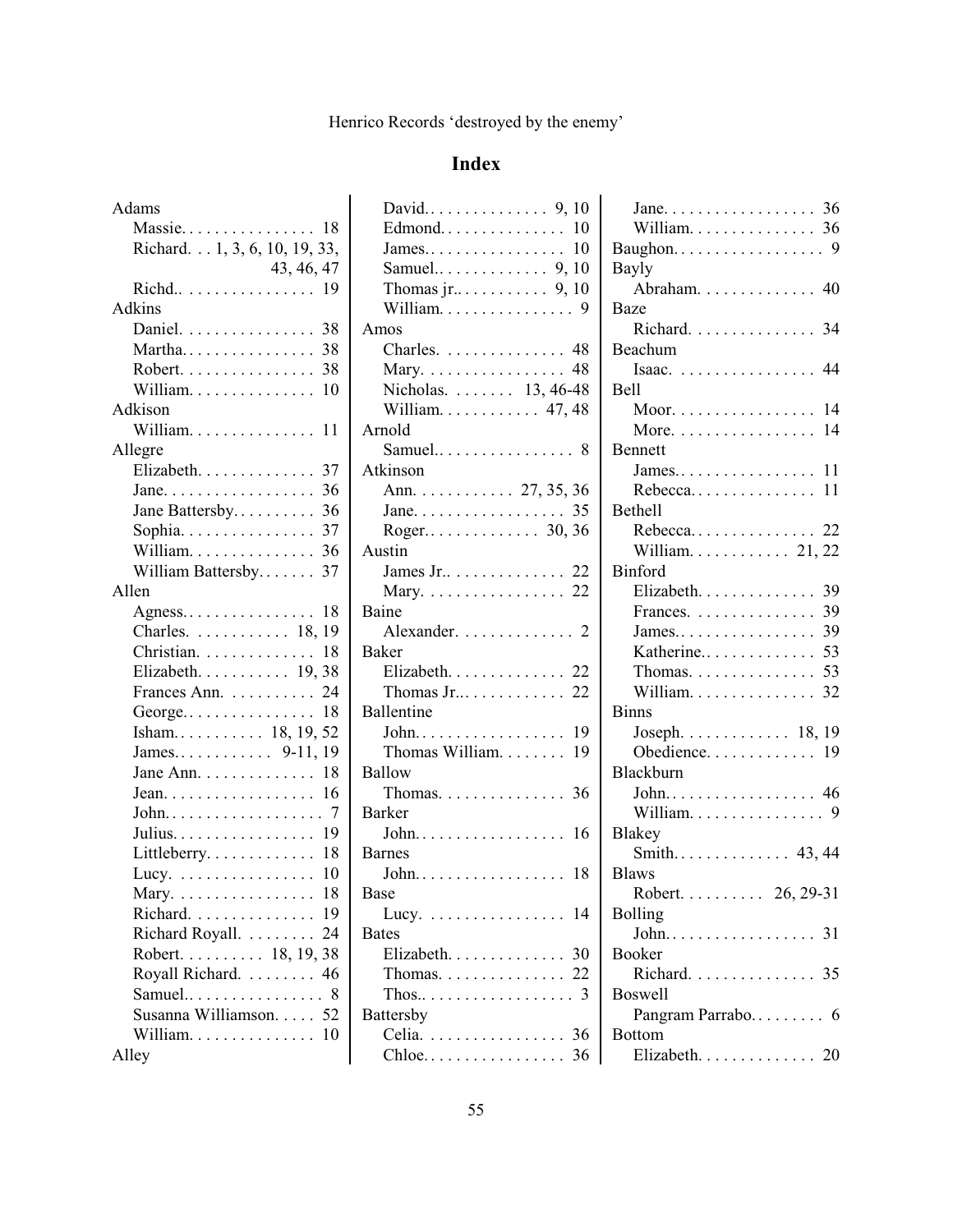Henrico Records 'destroyed by the enemy'

## Index

Adams
- Massie. . . . . . . . . . . . . . . . 18
- Richard. . . 1, 3, 6, 10, 19, 33, 43, 46, 47
- Richd.. . . . . . . . . . . . . . . . 19

Adkins
- Daniel. . . . . . . . . . . . . . . . 38
- Martha. . . . . . . . . . . . . . . . 38
- Robert. . . . . . . . . . . . . . . . 38
- William. . . . . . . . . . . . . . . 10

Adkison
- William. . . . . . . . . . . . . . . 11

Allegre
- Elizabeth. . . . . . . . . . . . . . 37
- Jane. . . . . . . . . . . . . . . . . . 36
- Jane Battersby. . . . . . . . . . 36
- Sophia. . . . . . . . . . . . . . . . 37
- William. . . . . . . . . . . . . . . 36
- William Battersby. . . . . . . 37

Allen
- Agness. . . . . . . . . . . . . . . . 18
- Charles. . . . . . . . . . . . 18, 19
- Christian. . . . . . . . . . . . . . 18
- Elizabeth. . . . . . . . . . . 19, 38
- Frances Ann. . . . . . . . . . . 24
- George.. . . . . . . . . . . . . . . 18
- Isham. . . . . . . . . . . 18, 19, 52
- James. . . . . . . . . . . . 9-11, 19
- Jane Ann. . . . . . . . . . . . . . 18
- Jean. . . . . . . . . . . . . . . . . . 16
- John. . . . . . . . . . . . . . . . . . . 7
- Julius. . . . . . . . . . . . . . . . . 19
- Littleberry. . . . . . . . . . . . . 18
- Lucy. . . . . . . . . . . . . . . . . 10
- Mary. . . . . . . . . . . . . . . . . 18
- Richard. . . . . . . . . . . . . . . 19
- Richard Royall. . . . . . . . . 24
- Robert. . . . . . . . . . 18, 19, 38
- Royall Richard. . . . . . . . . 46
- Samuel.. . . . . . . . . . . . . . . . 8
- Susanna Williamson. . . . . 52
- William. . . . . . . . . . . . . . . 10

Alley
- David.. . . . . . . . . . . . . . 9, 10
- Edmond. . . . . . . . . . . . . . . 10
- James.. . . . . . . . . . . . . . . . 10
- Samuel.. . . . . . . . . . . . . 9, 10
- Thomas jr.. . . . . . . . . . . 9, 10
- William. . . . . . . . . . . . . . . . 9

Amos
- Charles. . . . . . . . . . . . . . . 48
- Mary. . . . . . . . . . . . . . . . . 48
- Nicholas. . . . . . . . 13, 46-48
- William. . . . . . . . . . . . 47, 48

Arnold
- Samuel.. . . . . . . . . . . . . . . . 8

Atkinson
- Ann. . . . . . . . . . . . 27, 35, 36
- Jane. . . . . . . . . . . . . . . . . . 35
- Roger.. . . . . . . . . . . . . 30, 36

Austin
- James Jr.. . . . . . . . . . . . . . 22
- Mary. . . . . . . . . . . . . . . . . 22

Baine
- Alexander. . . . . . . . . . . . . . 2

Baker
- Elizabeth. . . . . . . . . . . . . . 22
- Thomas Jr.. . . . . . . . . . . . . 22

Ballentine
- John. . . . . . . . . . . . . . . . . . 19
- Thomas William. . . . . . . . 19

Ballow
- Thomas. . . . . . . . . . . . . . . 36

Barker
- John. . . . . . . . . . . . . . . . . . 16

Barnes
- John. . . . . . . . . . . . . . . . . . 18

Base
- Lucy. . . . . . . . . . . . . . . . . 14

Bates
- Elizabeth. . . . . . . . . . . . . . 30
- Thomas. . . . . . . . . . . . . . . 22
- Thos.. . . . . . . . . . . . . . . . . . 3

Battersby
- Celia. . . . . . . . . . . . . . . . . 36
- Chloe. . . . . . . . . . . . . . . . . 36
- Jane. . . . . . . . . . . . . . . . . . 36
- William. . . . . . . . . . . . . . . 36

Baughon. . . . . . . . . . . . . . . . . . 9

Bayly
- Abraham. . . . . . . . . . . . . . 40

Baze
- Richard. . . . . . . . . . . . . . . 34

Beachum
- Isaac. . . . . . . . . . . . . . . . . 44

Bell
- Moor. . . . . . . . . . . . . . . . . 14
- More. . . . . . . . . . . . . . . . . 14

Bennett
- James.. . . . . . . . . . . . . . . . 11
- Rebecca. . . . . . . . . . . . . . . 11

Bethell
- Rebecca. . . . . . . . . . . . . . . 22
- William. . . . . . . . . . . . 21, 22

Binford
- Elizabeth. . . . . . . . . . . . . . 39
- Frances. . . . . . . . . . . . . . . 39
- James.. . . . . . . . . . . . . . . . 39
- Katherine.. . . . . . . . . . . . . 53
- Thomas. . . . . . . . . . . . . . . 53
- William. . . . . . . . . . . . . . . 32

Binns
- Joseph. . . . . . . . . . . . . 18, 19
- Obedience. . . . . . . . . . . . . 19

Blackburn
- John.. . . . . . . . . . . . . . . . . 46
- William. . . . . . . . . . . . . . . . 9

Blakey
- Smith. . . . . . . . . . . . . . 43, 44

Blaws
- Robert. . . . . . . . . . 26, 29-31

Bolling
- John.. . . . . . . . . . . . . . . . . 31

Booker
- Richard. . . . . . . . . . . . . . . 35

Boswell
- Pangram Parrabo. . . . . . . . . 6

Bottom
- Elizabeth. . . . . . . . . . . . . . 20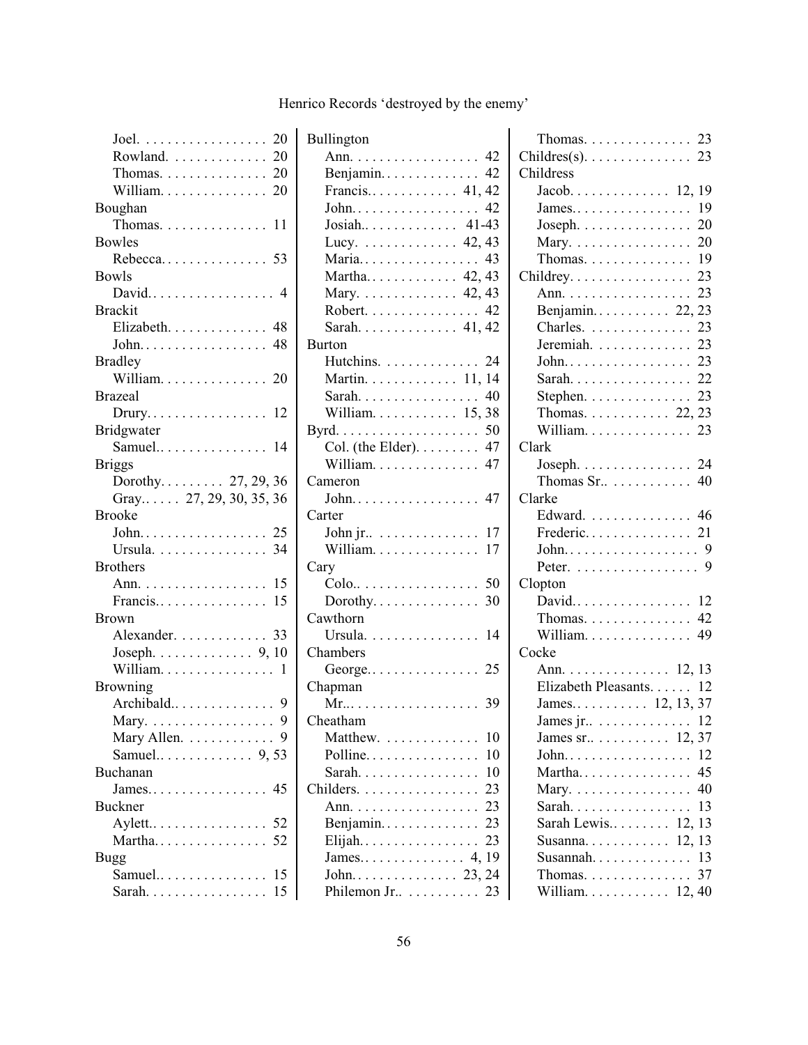Joel. . . . . . . . . . . . . . . . . 20
Rowland. . . . . . . . . . . . . 20
Thomas. . . . . . . . . . . . . . 20
William. . . . . . . . . . . . . . 20

Boughan
Thomas. . . . . . . . . . . . . . 11

Bowles
Rebecca. . . . . . . . . . . . . . 53

Bowls
David. . . . . . . . . . . . . . . . 4

Brackit
Elizabeth. . . . . . . . . . . . . 48
John. . . . . . . . . . . . . . . . . 48

Bradley
William. . . . . . . . . . . . . . 20

Brazeal
Drury. . . . . . . . . . . . . . . . 12

Bridgwater
Samuel.. . . . . . . . . . . . . . 14

Briggs
Dorothy. . . . . . . . . 27, 29, 36
Gray.. . . . . 27, 29, 30, 35, 36

Brooke
John. . . . . . . . . . . . . . . . . 25
Ursula. . . . . . . . . . . . . . . 34

Brothers
Ann. . . . . . . . . . . . . . . . . 15
Francis.. . . . . . . . . . . . . . 15

Brown
Alexander. . . . . . . . . . . . . 33
Joseph. . . . . . . . . . . . . 9, 10
William. . . . . . . . . . . . . . . 1

Browning
Archibald.. . . . . . . . . . . . . 9
Mary. . . . . . . . . . . . . . . . . 9
Mary Allen. . . . . . . . . . . . 9
Samuel.. . . . . . . . . . . . 9, 53

Buchanan
James. . . . . . . . . . . . . . . . 45

Buckner
Aylett.. . . . . . . . . . . . . . . 52
Martha. . . . . . . . . . . . . . . 52

Bugg
Samuel.. . . . . . . . . . . . . . 15
Sarah. . . . . . . . . . . . . . . . 15

Bullington
Ann. . . . . . . . . . . . . . . . . 42
Benjamin. . . . . . . . . . . . . 42
Francis.. . . . . . . . . . . . 41, 42
John. . . . . . . . . . . . . . . . . 42
Josiah.. . . . . . . . . . . . . 41-43
Lucy. . . . . . . . . . . . . . 42, 43
Maria. . . . . . . . . . . . . . . . 43
Martha.. . . . . . . . . . . . 42, 43
Mary. . . . . . . . . . . . . . 42, 43
Robert. . . . . . . . . . . . . . . 42
Sarah. . . . . . . . . . . . . . 41, 42

Burton
Hutchins. . . . . . . . . . . . . 24
Martin. . . . . . . . . . . . . 11, 14
Sarah. . . . . . . . . . . . . . . . 40
William. . . . . . . . . . . . 15, 38

Byrd. . . . . . . . . . . . . . . . . . . 50
Col. (the Elder). . . . . . . . 47
William. . . . . . . . . . . . . . 47

Cameron
John. . . . . . . . . . . . . . . . . 47

Carter
John jr.. . . . . . . . . . . . . . 17
William. . . . . . . . . . . . . . 17

Cary
Colo.. . . . . . . . . . . . . . . . 50
Dorothy. . . . . . . . . . . . . . 30

Cawthorn
Ursula. . . . . . . . . . . . . . . 14

Chambers
George.. . . . . . . . . . . . . . 25

Chapman
Mr... . . . . . . . . . . . . . . . . 39

Cheatham
Matthew. . . . . . . . . . . . . 10
Polline. . . . . . . . . . . . . . . 10
Sarah. . . . . . . . . . . . . . . . 10

Childers. . . . . . . . . . . . . . . . 23
Ann. . . . . . . . . . . . . . . . . 23
Benjamin. . . . . . . . . . . . . 23
Elijah. . . . . . . . . . . . . . . . 23
James.. . . . . . . . . . . . . . 4, 19
John. . . . . . . . . . . . . . . 23, 24
Philemon Jr.. . . . . . . . . . 23

Thomas. . . . . . . . . . . . . . 23

Childres(s). . . . . . . . . . . . . . 23

Childress
Jacob. . . . . . . . . . . . . . 12, 19
James.. . . . . . . . . . . . . . . 19
Joseph. . . . . . . . . . . . . . . 20
Mary. . . . . . . . . . . . . . . . 20
Thomas. . . . . . . . . . . . . . 19

Childrey. . . . . . . . . . . . . . . . 23
Ann. . . . . . . . . . . . . . . . . 23
Benjamin. . . . . . . . . . . 22, 23
Charles. . . . . . . . . . . . . . 23
Jeremiah. . . . . . . . . . . . . 23
John. . . . . . . . . . . . . . . . . 23
Sarah. . . . . . . . . . . . . . . . 22
Stephen. . . . . . . . . . . . . . 23
Thomas. . . . . . . . . . . . 22, 23
William. . . . . . . . . . . . . . 23

Clark
Joseph. . . . . . . . . . . . . . . 24
Thomas Sr.. . . . . . . . . . . 40

Clarke
Edward. . . . . . . . . . . . . . 46
Frederic. . . . . . . . . . . . . . 21
John. . . . . . . . . . . . . . . . . . 9
Peter. . . . . . . . . . . . . . . . . 9

Clopton
David. . . . . . . . . . . . . . . . 12
Thomas. . . . . . . . . . . . . . 42
William. . . . . . . . . . . . . . 49

Cocke
Ann. . . . . . . . . . . . . . . 12, 13
Elizabeth Pleasants. . . . . . 12
James.. . . . . . . . . . 12, 13, 37
James jr.. . . . . . . . . . . . . 12
James sr.. . . . . . . . . . . 12, 37
John. . . . . . . . . . . . . . . . . 12
Martha. . . . . . . . . . . . . . . 45
Mary. . . . . . . . . . . . . . . . 40
Sarah. . . . . . . . . . . . . . . . 13
Sarah Lewis.. . . . . . . . 12, 13
Susanna. . . . . . . . . . . . 12, 13
Susannah. . . . . . . . . . . . . 13
Thomas. . . . . . . . . . . . . . 37
William. . . . . . . . . . . . 12, 40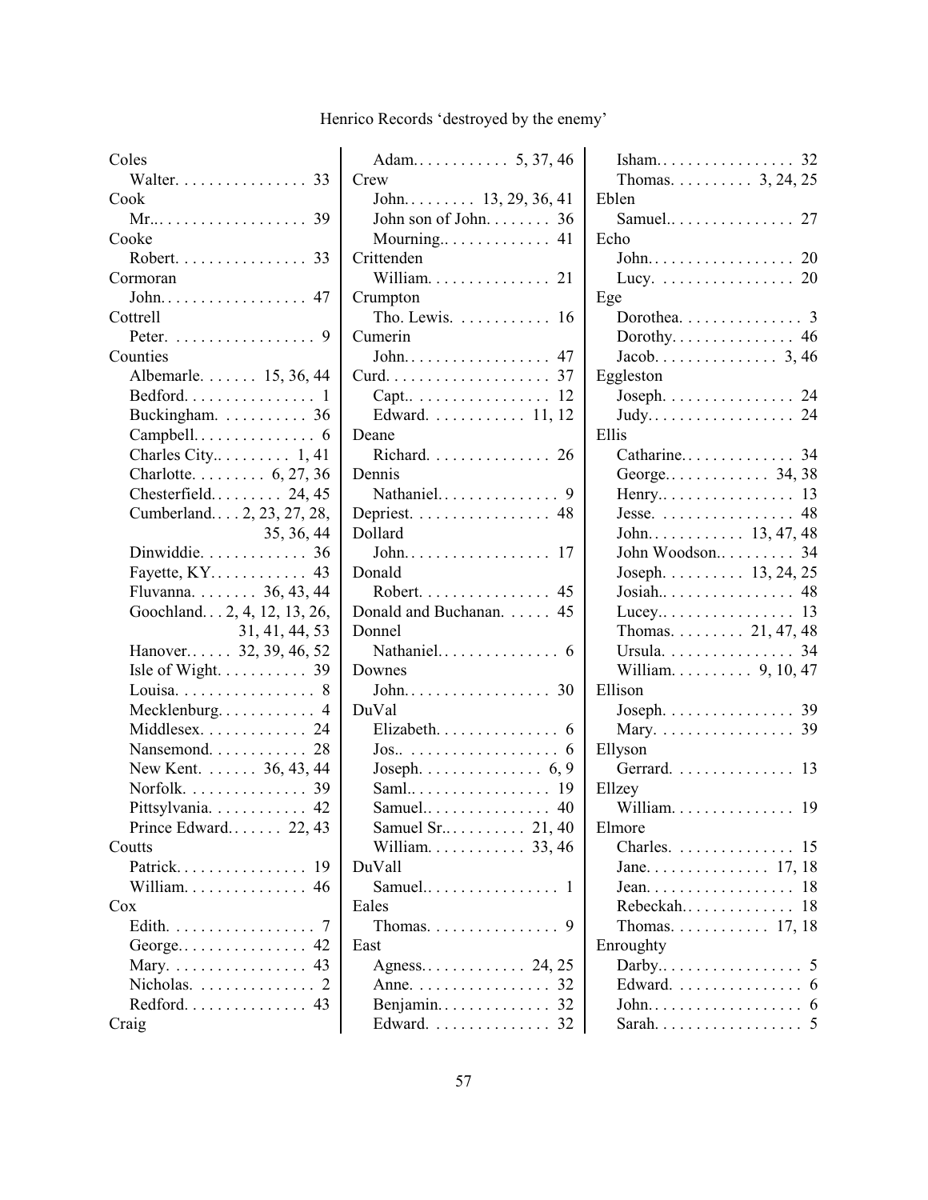Coles
  Walter. . . . . . . . . . . . . . . . 33
Cook
  Mr... . . . . . . . . . . . . . . . . 39
Cooke
  Robert. . . . . . . . . . . . . . . . 33
Cormoran
  John. . . . . . . . . . . . . . . . . . 47
Cottrell
  Peter. . . . . . . . . . . . . . . . . 9
Counties
  Albemarle. . . . . . . 15, 36, 44
  Bedford. . . . . . . . . . . . . . . . 1
  Buckingham. . . . . . . . . . . 36
  Campbell. . . . . . . . . . . . . . 6
  Charles City.. . . . . . . . . 1, 41
  Charlotte. . . . . . . . . 6, 27, 36
  Chesterfield. . . . . . . . . 24, 45
  Cumberland. . . . 2, 23, 27, 28, 35, 36, 44
  Dinwiddie. . . . . . . . . . . . . 36
  Fayette, KY. . . . . . . . . . . . 43
  Fluvanna. . . . . . . . 36, 43, 44
  Goochland. . . 2, 4, 12, 13, 26, 31, 41, 44, 53
  Hanover.. . . . . 32, 39, 46, 52
  Isle of Wight. . . . . . . . . . . 39
  Louisa. . . . . . . . . . . . . . . . 8
  Mecklenburg. . . . . . . . . . . . 4
  Middlesex. . . . . . . . . . . . . 24
  Nansemond. . . . . . . . . . . . 28
  New Kent. . . . . . . 36, 43, 44
  Norfolk. . . . . . . . . . . . . . . 39
  Pittsylvania. . . . . . . . . . . . 42
  Prince Edward. . . . . . . 22, 43
Coutts
  Patrick. . . . . . . . . . . . . . . . 19
  William. . . . . . . . . . . . . . . 46
Cox
  Edith. . . . . . . . . . . . . . . . . 7
  George.. . . . . . . . . . . . . . . 42
  Mary. . . . . . . . . . . . . . . . . 43
  Nicholas. . . . . . . . . . . . . . . 2
  Redford. . . . . . . . . . . . . . . 43
Craig
  Adam. . . . . . . . . . . . 5, 37, 46
Crew
  John. . . . . . . . . 13, 29, 36, 41
  John son of John. . . . . . . . 36
  Mourning.. . . . . . . . . . . . . 41
Crittenden
  William. . . . . . . . . . . . . . . 21
Crumpton
  Tho. Lewis. . . . . . . . . . . . 16
Cumerin
  John. . . . . . . . . . . . . . . . . . 47
Curd. . . . . . . . . . . . . . . . . . . . 37
  Capt.. . . . . . . . . . . . . . . . . 12
  Edward. . . . . . . . . . . . 11, 12
Deane
  Richard. . . . . . . . . . . . . . . 26
Dennis
  Nathaniel. . . . . . . . . . . . . . . 9
Depriest. . . . . . . . . . . . . . . . . 48
Dollard
  John. . . . . . . . . . . . . . . . . . 17
Donald
  Robert. . . . . . . . . . . . . . . . 45
Donald and Buchanan. . . . . . 45
Donnel
  Nathaniel. . . . . . . . . . . . . . . 6
Downes
  John. . . . . . . . . . . . . . . . . . 30
DuVal
  Elizabeth. . . . . . . . . . . . . . . 6
  Jos.. . . . . . . . . . . . . . . . . . . 6
  Joseph. . . . . . . . . . . . . . . 6, 9
  Saml.. . . . . . . . . . . . . . . . . 19
  Samuel.. . . . . . . . . . . . . . . 40
  Samuel Sr.. . . . . . . . . . 21, 40
  William. . . . . . . . . . . . 33, 46
DuVall
  Samuel.. . . . . . . . . . . . . . . . 1
Eales
  Thomas. . . . . . . . . . . . . . . . 9
East
  Agness.. . . . . . . . . . . . 24, 25
  Anne. . . . . . . . . . . . . . . . . 32
  Benjamin. . . . . . . . . . . . . . 32
  Edward. . . . . . . . . . . . . . . 32
  Isham.. . . . . . . . . . . . . . . . 32
  Thomas. . . . . . . . . . . 3, 24, 25
Eblen
  Samuel.. . . . . . . . . . . . . . . 27
Echo
  John.. . . . . . . . . . . . . . . . . 20
  Lucy. . . . . . . . . . . . . . . . . 20
Ege
  Dorothea. . . . . . . . . . . . . . . 3
  Dorothy. . . . . . . . . . . . . . . 46
  Jacob. . . . . . . . . . . . . . . 3, 46
Eggleston
  Joseph. . . . . . . . . . . . . . . . 24
  Judy.. . . . . . . . . . . . . . . . . 24
Ellis
  Catharine. . . . . . . . . . . . . . 34
  George. . . . . . . . . . . . . 34, 38
  Henry.. . . . . . . . . . . . . . . . 13
  Jesse. . . . . . . . . . . . . . . . . 48
  John. . . . . . . . . . . . 13, 47, 48
  John Woodson.. . . . . . . . . . 34
  Joseph. . . . . . . . . . 13, 24, 25
  Josiah.. . . . . . . . . . . . . . . . 48
  Lucey.. . . . . . . . . . . . . . . . 13
  Thomas. . . . . . . . . 21, 47, 48
  Ursula. . . . . . . . . . . . . . . . 34
  William. . . . . . . . . . 9, 10, 47
Ellison
  Joseph. . . . . . . . . . . . . . . . 39
  Mary. . . . . . . . . . . . . . . . . 39
Ellyson
  Gerrard. . . . . . . . . . . . . . . 13
Ellzey
  William. . . . . . . . . . . . . . . 19
Elmore
  Charles. . . . . . . . . . . . . . . 15
  Jane. . . . . . . . . . . . . . . 17, 18
  Jean. . . . . . . . . . . . . . . . . . 18
  Rebeckah.. . . . . . . . . . . . . 18
  Thomas. . . . . . . . . . . . 17, 18
Enroughty
  Darby.. . . . . . . . . . . . . . . . . 5
  Edward. . . . . . . . . . . . . . . . 6
  John.. . . . . . . . . . . . . . . . . . 6
  Sarah. . . . . . . . . . . . . . . . . . 5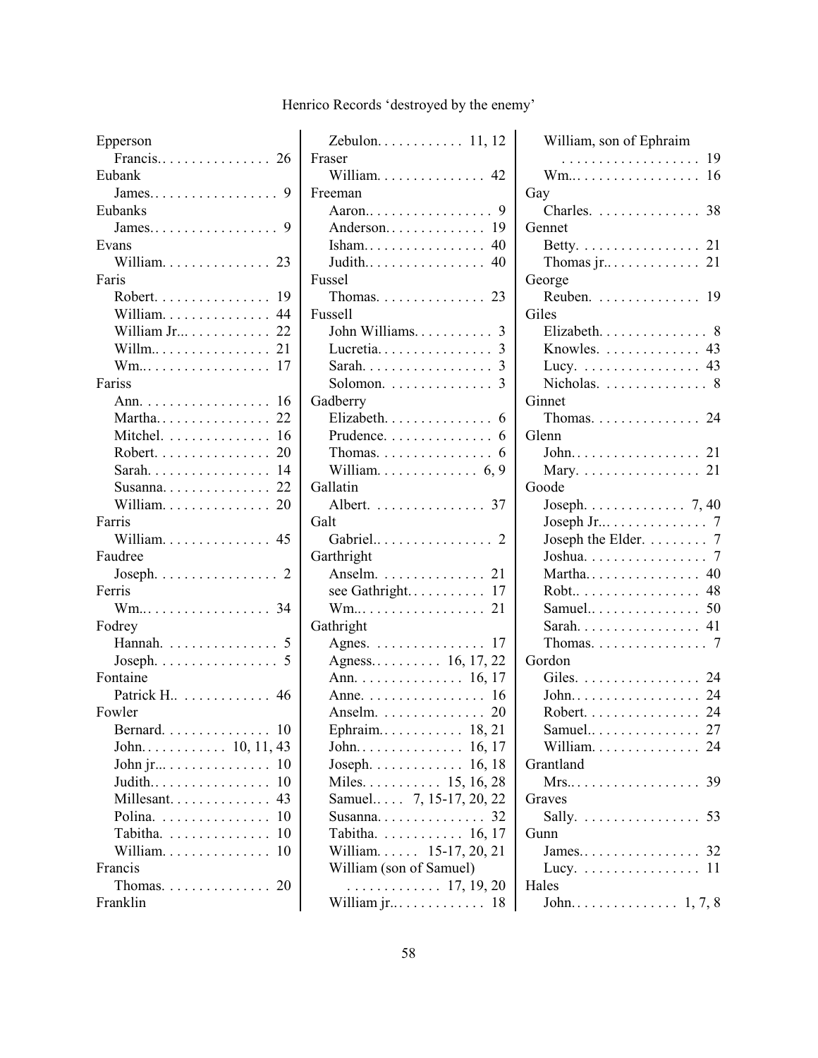Epperson
- Francis. . . . . . . . . . . . . . . . 26

Eubank
- James. . . . . . . . . . . . . . . . . . 9

Eubanks
- James. . . . . . . . . . . . . . . . . . 9

Evans
- William. . . . . . . . . . . . . . . 23

Faris
- Robert. . . . . . . . . . . . . . . . 19
- William. . . . . . . . . . . . . . . 44
- William Jr... . . . . . . . . . . . 22
- Willm.. . . . . . . . . . . . . . . 21
- Wm.. . . . . . . . . . . . . . . . . 17

Fariss
- Ann. . . . . . . . . . . . . . . . . . 16
- Martha. . . . . . . . . . . . . . . 22
- Mitchel. . . . . . . . . . . . . . 16
- Robert. . . . . . . . . . . . . . . . 20
- Sarah. . . . . . . . . . . . . . . . . 14
- Susanna. . . . . . . . . . . . . . . 22
- William. . . . . . . . . . . . . . . 20

Farris
- William. . . . . . . . . . . . . . . 45

Faudree
- Joseph. . . . . . . . . . . . . . . . 2

Ferris
- Wm.. . . . . . . . . . . . . . . . . 34

Fodrey
- Hannah. . . . . . . . . . . . . . . 5
- Joseph. . . . . . . . . . . . . . . . 5

Fontaine
- Patrick H.. . . . . . . . . . . . . 46

Fowler
- Bernard. . . . . . . . . . . . . . 10
- John. . . . . . . . . . . . 10, 11, 43
- John jr... . . . . . . . . . . . . . 10
- Judith.. . . . . . . . . . . . . . . 10
- Millesant. . . . . . . . . . . . . 43
- Polina. . . . . . . . . . . . . . . 10
- Tabitha. . . . . . . . . . . . . . 10
- William. . . . . . . . . . . . . . . 10

Francis
- Thomas. . . . . . . . . . . . . . 20

Franklin
- Zebulon. . . . . . . . . . . . 11, 12

Fraser
- William. . . . . . . . . . . . . . . 42

Freeman
- Aaron.. . . . . . . . . . . . . . . . 9
- Anderson. . . . . . . . . . . . . 19
- Isham. . . . . . . . . . . . . . . . 40
- Judith.. . . . . . . . . . . . . . . 40

Fussel
- Thomas. . . . . . . . . . . . . . 23

Fussell
- John Williams. . . . . . . . . . 3
- Lucretia. . . . . . . . . . . . . . . 3
- Sarah. . . . . . . . . . . . . . . . . 3
- Solomon. . . . . . . . . . . . . . 3

Gadberry
- Elizabeth. . . . . . . . . . . . . . 6
- Prudence. . . . . . . . . . . . . . 6
- Thomas. . . . . . . . . . . . . . . 6
- William. . . . . . . . . . . . . 6, 9

Gallatin
- Albert. . . . . . . . . . . . . . . 37

Galt
- Gabriel.. . . . . . . . . . . . . . . 2

Garthright
- Anselm. . . . . . . . . . . . . . 21
- see Gathright. . . . . . . . . . 17
- Wm.. . . . . . . . . . . . . . . . . 21

Gathright
- Agnes. . . . . . . . . . . . . . . 17
- Agness. . . . . . . . . 16, 17, 22
- Ann. . . . . . . . . . . . . . 16, 17
- Anne. . . . . . . . . . . . . . . . 16
- Anselm. . . . . . . . . . . . . . 20
- Ephraim. . . . . . . . . . . 18, 21
- John. . . . . . . . . . . . . . 16, 17
- Joseph. . . . . . . . . . . . 16, 18
- Miles. . . . . . . . . . 15, 16, 28
- Samuel.. . . . 7, 15-17, 20, 22
- Susanna. . . . . . . . . . . . . . 32
- Tabitha. . . . . . . . . . . 16, 17
- William. . . . . . 15-17, 20, 21
- William (son of Samuel) . . . . . . . . . . . . 17, 19, 20
- William jr.. . . . . . . . . . . . 18
- William, son of Ephraim . . . . . . . . . . . . . . . . . . 19
- Wm.. . . . . . . . . . . . . . . . . 16

Gay
- Charles. . . . . . . . . . . . . . 38

Gennet
- Betty. . . . . . . . . . . . . . . . 21
- Thomas jr.. . . . . . . . . . . . 21

George
- Reuben. . . . . . . . . . . . . . 19

Giles
- Elizabeth. . . . . . . . . . . . . . 8
- Knowles. . . . . . . . . . . . . 43
- Lucy. . . . . . . . . . . . . . . . 43
- Nicholas. . . . . . . . . . . . . . 8

Ginnet
- Thomas. . . . . . . . . . . . . . 24

Glenn
- John. . . . . . . . . . . . . . . . . 21
- Mary. . . . . . . . . . . . . . . . 21

Goode
- Joseph. . . . . . . . . . . . . 7, 40
- Joseph Jr... . . . . . . . . . . . . 7
- Joseph the Elder. . . . . . . . 7
- Joshua. . . . . . . . . . . . . . . . 7
- Martha. . . . . . . . . . . . . . . 40
- Robt.. . . . . . . . . . . . . . . . 48
- Samuel.. . . . . . . . . . . . . . 50
- Sarah. . . . . . . . . . . . . . . . 41
- Thomas. . . . . . . . . . . . . . . 7

Gordon
- Giles. . . . . . . . . . . . . . . . 24
- John. . . . . . . . . . . . . . . . . 24
- Robert. . . . . . . . . . . . . . . 24
- Samuel.. . . . . . . . . . . . . . 27
- William. . . . . . . . . . . . . . 24

Grantland
- Mrs.. . . . . . . . . . . . . . . . . 39

Graves
- Sally. . . . . . . . . . . . . . . . 53

Gunn
- James.. . . . . . . . . . . . . . . 32
- Lucy. . . . . . . . . . . . . . . . 11

Hales
- John. . . . . . . . . . . . . . 1, 7, 8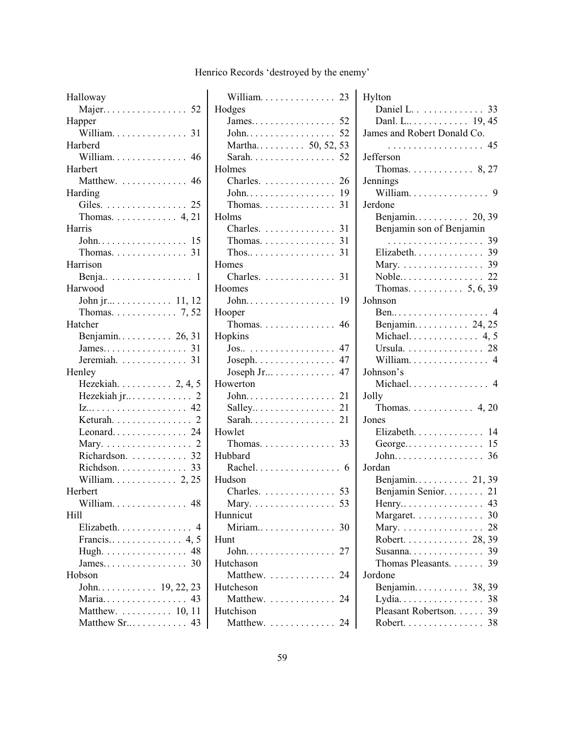Halloway
- Majer. . . . . . . . . . . . . . . . . 52

Happer
- William. . . . . . . . . . . . . . . 31

Harberd
- William. . . . . . . . . . . . . . . 46

Harbert
- Matthew. . . . . . . . . . . . . . 46

Harding
- Giles. . . . . . . . . . . . . . . . . 25
- Thomas. . . . . . . . . . . . . 4, 21

Harris
- John. . . . . . . . . . . . . . . . . . 15
- Thomas. . . . . . . . . . . . . . . 31

Harrison
- Benja.. . . . . . . . . . . . . . . . 1

Harwood
- John jr... . . . . . . . . . . . 11, 12
- Thomas. . . . . . . . . . . . . 7, 52

Hatcher
- Benjamin. . . . . . . . . . . 26, 31
- James. . . . . . . . . . . . . . . . . 31
- Jeremiah. . . . . . . . . . . . . . 31

Henley
- Hezekiah. . . . . . . . . . . 2, 4, 5
- Hezekiah jr.. . . . . . . . . . . . . 2
- Iz... . . . . . . . . . . . . . . . . . . 42
- Keturah. . . . . . . . . . . . . . . . 2
- Leonard. . . . . . . . . . . . . . . 24
- Mary. . . . . . . . . . . . . . . . . . 2
- Richardson. . . . . . . . . . . . 32
- Richdson. . . . . . . . . . . . . . 33
- William. . . . . . . . . . . . . 2, 25

Herbert
- William. . . . . . . . . . . . . . . 48

Hill
- Elizabeth. . . . . . . . . . . . . . . 4
- Francis.. . . . . . . . . . . . . . 4, 5
- Hugh. . . . . . . . . . . . . . . . . 48
- James. . . . . . . . . . . . . . . . . 30

Hobson
- John. . . . . . . . . . . . 19, 22, 23
- Maria. . . . . . . . . . . . . . . . . 43
- Matthew. . . . . . . . . . . 10, 11
- Matthew Sr... . . . . . . . . . . . 43
- William. . . . . . . . . . . . . . . 23

Hodges
- James.. . . . . . . . . . . . . . . . 52
- John. . . . . . . . . . . . . . . . . . 52
- Martha. . . . . . . . . . 50, 52, 53
- Sarah. . . . . . . . . . . . . . . . . 52

Holmes
- Charles. . . . . . . . . . . . . . . 26
- John. . . . . . . . . . . . . . . . . . 19
- Thomas. . . . . . . . . . . . . . . 31

Holms
- Charles. . . . . . . . . . . . . . . 31
- Thomas. . . . . . . . . . . . . . . 31
- Thos.. . . . . . . . . . . . . . . . . 31

Homes
- Charles. . . . . . . . . . . . . . . 31

Hoomes
- John. . . . . . . . . . . . . . . . . . 19

Hooper
- Thomas. . . . . . . . . . . . . . . 46

Hopkins
- Jos.. . . . . . . . . . . . . . . . . . 47
- Joseph. . . . . . . . . . . . . . . . 47
- Joseph Jr... . . . . . . . . . . . . 47

Howerton
- John. . . . . . . . . . . . . . . . . . 21
- Salley.. . . . . . . . . . . . . . . . 21
- Sarah. . . . . . . . . . . . . . . . . 21

Howlet
- Thomas. . . . . . . . . . . . . . . 33

Hubbard
- Rachel. . . . . . . . . . . . . . . . . 6

Hudson
- Charles. . . . . . . . . . . . . . . 53
- Mary. . . . . . . . . . . . . . . . . 53

Hunnicut
- Miriam.. . . . . . . . . . . . . . . 30

Hunt
- John. . . . . . . . . . . . . . . . . . 27

Hutchason
- Matthew. . . . . . . . . . . . . . 24

Hutcheson
- Matthew. . . . . . . . . . . . . . 24

Hutchison
- Matthew. . . . . . . . . . . . . . 24

Hylton
- Daniel L.. . . . . . . . . . . . . . 33
- Danl. L.. . . . . . . . . . . . 19, 45

James and Robert Donald Co.
- . . . . . . . . . . . . . . . . . . . 45

Jefferson
- Thomas. . . . . . . . . . . . . 8, 27

Jennings
- William. . . . . . . . . . . . . . . . 9

Jerdone
- Benjamin. . . . . . . . . . . 20, 39
- Benjamin son of Benjamin . . . . . . . . . . . . . . . . . . . 39
- Elizabeth. . . . . . . . . . . . . . 39
- Mary. . . . . . . . . . . . . . . . . 39
- Noble.. . . . . . . . . . . . . . . . 22
- Thomas. . . . . . . . . . . 5, 6, 39

Johnson
- Ben.. . . . . . . . . . . . . . . . . . . 4
- Benjamin. . . . . . . . . . . 24, 25
- Michael. . . . . . . . . . . . . . 4, 5
- Ursula. . . . . . . . . . . . . . . . 28
- William. . . . . . . . . . . . . . . . 4

Johnson's
- Michael. . . . . . . . . . . . . . . . 4

Jolly
- Thomas. . . . . . . . . . . . . 4, 20

Jones
- Elizabeth. . . . . . . . . . . . . . 14
- George. . . . . . . . . . . . . . . . 15
- John.. . . . . . . . . . . . . . . . . 36

Jordan
- Benjamin. . . . . . . . . . . 21, 39
- Benjamin Senior. . . . . . . . 21
- Henry.. . . . . . . . . . . . . . . . 43
- Margaret. . . . . . . . . . . . . . 30
- Mary. . . . . . . . . . . . . . . . . 28
- Robert. . . . . . . . . . . . . 28, 39
- Susanna. . . . . . . . . . . . . . . 39
- Thomas Pleasants. . . . . . . 39

Jordone
- Benjamin. . . . . . . . . . . 38, 39
- Lydia. . . . . . . . . . . . . . . . . 38
- Pleasant Robertson. . . . . . 39
- Robert. . . . . . . . . . . . . . . . 38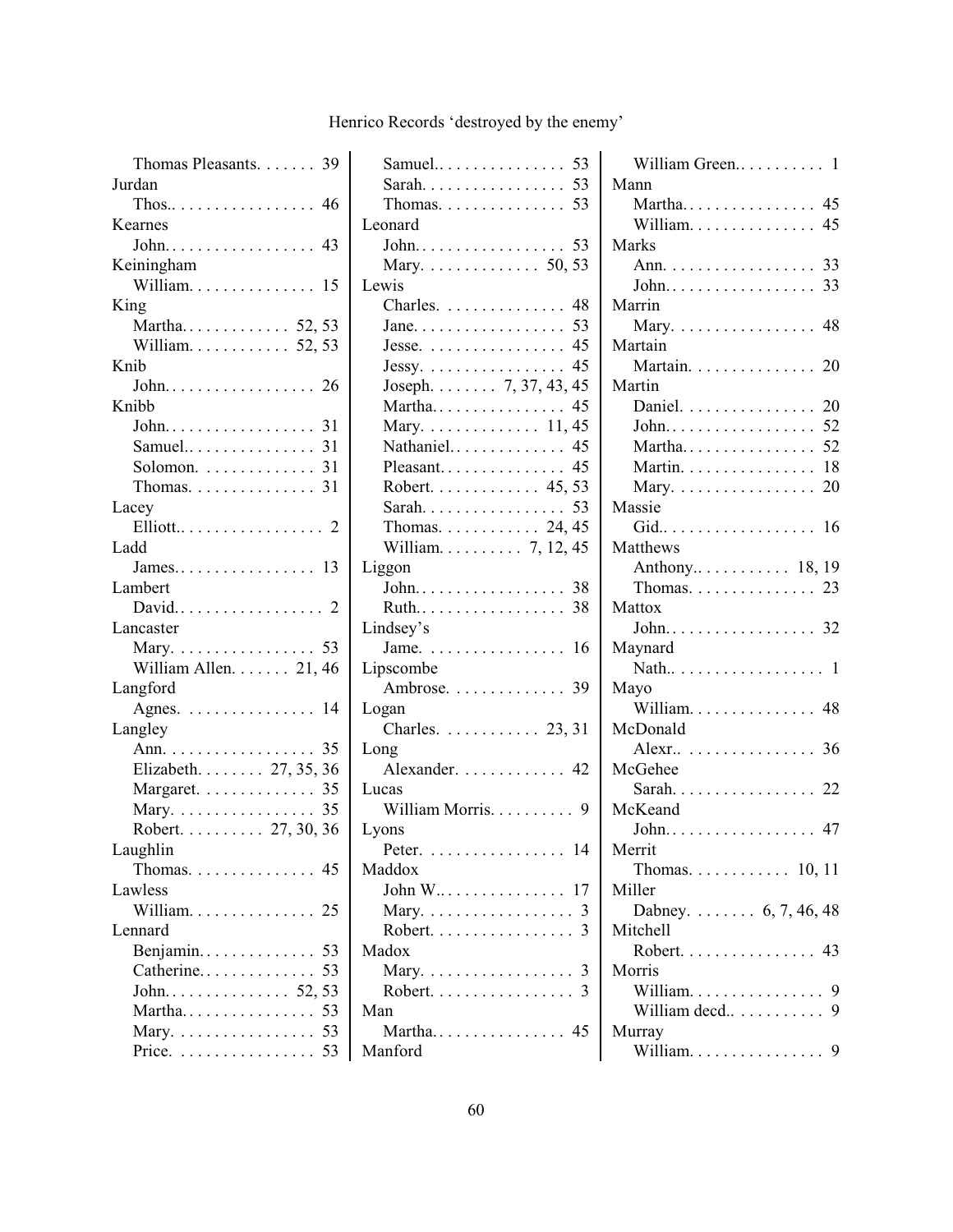Thomas Pleasants. . . . . . . 39

Jurdan
- Thos.. . . . . . . . . . . . . . . . . 46

Kearnes
- John. . . . . . . . . . . . . . . . . . 43

Keiningham
- William. . . . . . . . . . . . . . . 15

King
- Martha. . . . . . . . . . . . . 52, 53
- William. . . . . . . . . . . . 52, 53

Knib
- John. . . . . . . . . . . . . . . . . . 26

Knibb
- John. . . . . . . . . . . . . . . . . . 31
- Samuel.. . . . . . . . . . . . . . . 31
- Solomon. . . . . . . . . . . . . . 31
- Thomas. . . . . . . . . . . . . . . 31

Lacey
- Elliott.. . . . . . . . . . . . . . . . . 2

Ladd
- James. . . . . . . . . . . . . . . . . 13

Lambert
- David. . . . . . . . . . . . . . . . . . 2

Lancaster
- Mary. . . . . . . . . . . . . . . . . 53
- William Allen. . . . . . . 21, 46

Langford
- Agnes. . . . . . . . . . . . . . . . 14

Langley
- Ann. . . . . . . . . . . . . . . . . . 35
- Elizabeth. . . . . . . . 27, 35, 36
- Margaret. . . . . . . . . . . . . . 35
- Mary. . . . . . . . . . . . . . . . . 35
- Robert. . . . . . . . . . 27, 30, 36

Laughlin
- Thomas. . . . . . . . . . . . . . . 45

Lawless
- William. . . . . . . . . . . . . . . 25

Lennard
- Benjamin. . . . . . . . . . . . . . 53
- Catherine. . . . . . . . . . . . . . 53
- John. . . . . . . . . . . . . . . 52, 53
- Martha. . . . . . . . . . . . . . . . 53
- Mary. . . . . . . . . . . . . . . . . 53
- Price. . . . . . . . . . . . . . . . . 53
- Samuel.. . . . . . . . . . . . . . . 53
- Sarah. . . . . . . . . . . . . . . . . 53
- Thomas. . . . . . . . . . . . . . . 53

Leonard
- John. . . . . . . . . . . . . . . . . . 53
- Mary. . . . . . . . . . . . . . 50, 53

Lewis
- Charles. . . . . . . . . . . . . . . 48
- Jane. . . . . . . . . . . . . . . . . . 53
- Jesse. . . . . . . . . . . . . . . . . 45
- Jessy. . . . . . . . . . . . . . . . . 45
- Joseph. . . . . . . . 7, 37, 43, 45
- Martha. . . . . . . . . . . . . . . . 45
- Mary. . . . . . . . . . . . . . 11, 45
- Nathaniel. . . . . . . . . . . . . . 45
- Pleasant. . . . . . . . . . . . . . . 45
- Robert. . . . . . . . . . . . . 45, 53
- Sarah. . . . . . . . . . . . . . . . . 53
- Thomas. . . . . . . . . . . . 24, 45
- William. . . . . . . . . . 7, 12, 45

Liggon
- John. . . . . . . . . . . . . . . . . . 38
- Ruth.. . . . . . . . . . . . . . . . . 38

Lindsey's
- Jame. . . . . . . . . . . . . . . . . 16

Lipscombe
- Ambrose. . . . . . . . . . . . . . 39

Logan
- Charles. . . . . . . . . . . . 23, 31

Long
- Alexander. . . . . . . . . . . . . 42

Lucas
- William Morris. . . . . . . . . . 9

Lyons
- Peter. . . . . . . . . . . . . . . . . 14

Maddox
- John W.. . . . . . . . . . . . . . . 17
- Mary. . . . . . . . . . . . . . . . . . 3
- Robert. . . . . . . . . . . . . . . . . 3

Madox
- Mary. . . . . . . . . . . . . . . . . . 3
- Robert. . . . . . . . . . . . . . . . . 3

Man
- Martha. . . . . . . . . . . . . . . . 45

Manford
- William Green.. . . . . . . . . . 1

Mann
- Martha. . . . . . . . . . . . . . . . 45
- William. . . . . . . . . . . . . . . 45

Marks
- Ann. . . . . . . . . . . . . . . . . . 33
- John. . . . . . . . . . . . . . . . . . 33

Marrin
- Mary. . . . . . . . . . . . . . . . . 48

Martain
- Martain. . . . . . . . . . . . . . . 20

Martin
- Daniel. . . . . . . . . . . . . . . . 20
- John. . . . . . . . . . . . . . . . . . 52
- Martha. . . . . . . . . . . . . . . . 52
- Martin. . . . . . . . . . . . . . . . 18
- Mary. . . . . . . . . . . . . . . . . 20

Massie
- Gid.. . . . . . . . . . . . . . . . . . 16

Matthews
- Anthony.. . . . . . . . . . . 18, 19
- Thomas. . . . . . . . . . . . . . . 23

Mattox
- John. . . . . . . . . . . . . . . . . . 32

Maynard
- Nath.. . . . . . . . . . . . . . . . . . 1

Mayo
- William. . . . . . . . . . . . . . . 48

McDonald
- Alexr.. . . . . . . . . . . . . . . . 36

McGehee
- Sarah. . . . . . . . . . . . . . . . . 22

McKeand
- John. . . . . . . . . . . . . . . . . . 47

Merrit
- Thomas. . . . . . . . . . . . 10, 11

Miller
- Dabney. . . . . . . . 6, 7, 46, 48

Mitchell
- Robert. . . . . . . . . . . . . . . . 43

Morris
- William. . . . . . . . . . . . . . . . 9
- William decd.. . . . . . . . . . . 9

Murray
- William. . . . . . . . . . . . . . . . 9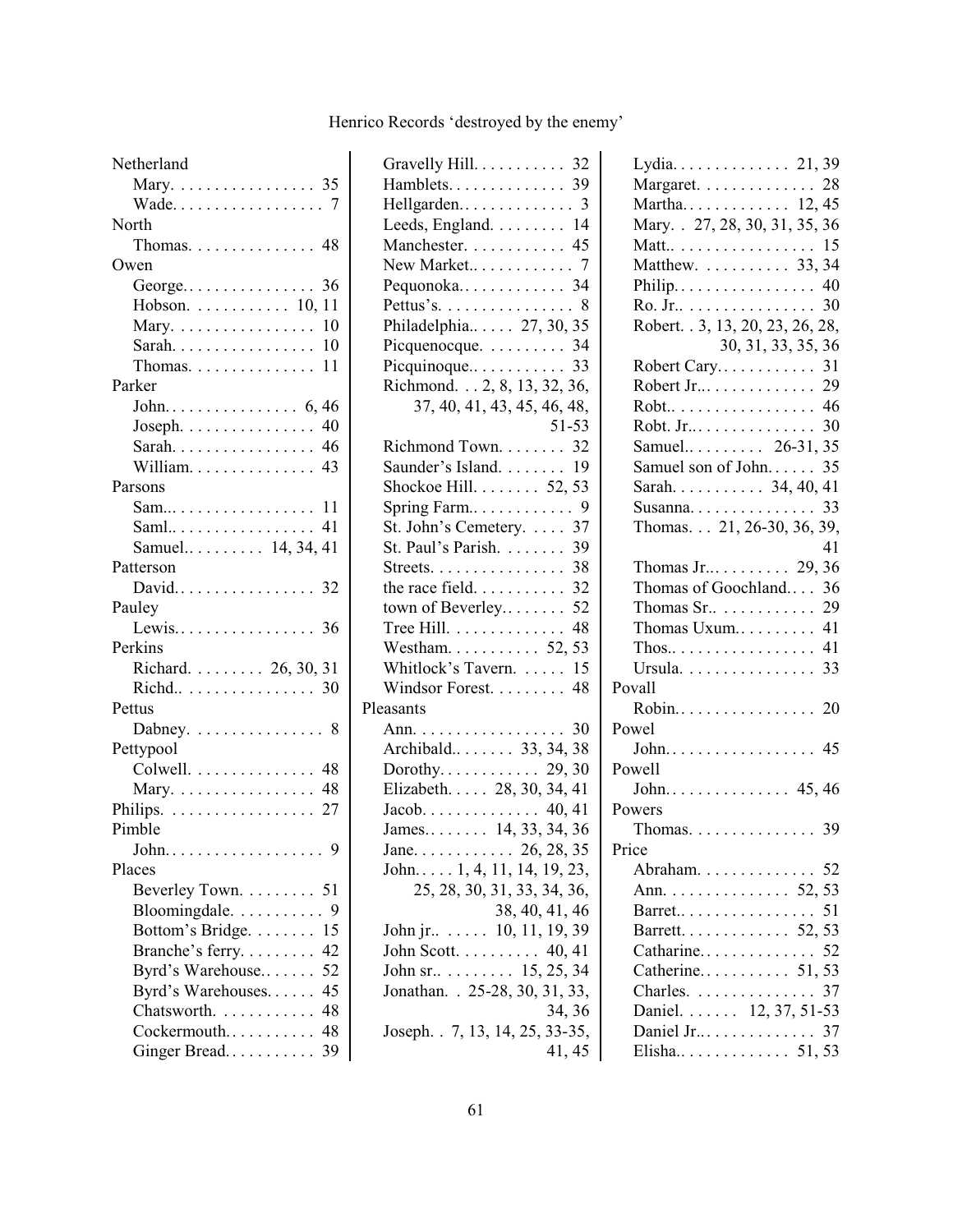Netherland
- Mary. . . . . . . . . . . . . . . . . 35
- Wade. . . . . . . . . . . . . . . . . . 7

North
- Thomas. . . . . . . . . . . . . . . 48

Owen
- George.. . . . . . . . . . . . . . . 36
- Hobson. . . . . . . . . . . . 10, 11
- Mary. . . . . . . . . . . . . . . . . 10
- Sarah. . . . . . . . . . . . . . . . . 10
- Thomas. . . . . . . . . . . . . . . 11

Parker
- John. . . . . . . . . . . . . . . . 6, 46
- Joseph. . . . . . . . . . . . . . . . 40
- Sarah. . . . . . . . . . . . . . . . . 46
- William. . . . . . . . . . . . . . . 43

Parsons
- Sam... . . . . . . . . . . . . . . . . 11
- Saml.. . . . . . . . . . . . . . . . . 41
- Samuel.. . . . . . . . . 14, 34, 41

Patterson
- David.. . . . . . . . . . . . . . . . 32

Pauley
- Lewis.. . . . . . . . . . . . . . . . 36

Perkins
- Richard. . . . . . . . . 26, 30, 31
- Richd.. . . . . . . . . . . . . . . . 30

Pettus
- Dabney. . . . . . . . . . . . . . . . 8

Pettypool
- Colwell. . . . . . . . . . . . . . . 48
- Mary. . . . . . . . . . . . . . . . . 48

Philips. . . . . . . . . . . . . . . . . . 27

Pimble
- John.. . . . . . . . . . . . . . . . . . 9

Places
- Beverley Town. . . . . . . . . 51
- Bloomingdale. . . . . . . . . . . 9
- Bottom's Bridge. . . . . . . . 15
- Branche's ferry. . . . . . . . . 42
- Byrd's Warehouse.. . . . . . 52
- Byrd's Warehouses. . . . . . 45
- Chatsworth. . . . . . . . . . . . 48
- Cockermouth.. . . . . . . . . . 48
- Ginger Bread.. . . . . . . . . . 39
- Gravelly Hill. . . . . . . . . . . 32
- Hamblets.. . . . . . . . . . . . . 39
- Hellgarden.. . . . . . . . . . . . . 3
- Leeds, England. . . . . . . . . 14
- Manchester. . . . . . . . . . . . 45
- New Market.. . . . . . . . . . . . 7
- Pequonoka.. . . . . . . . . . . . 34
- Pettus's. . . . . . . . . . . . . . . . 8
- Philadelphia.. . . . . 27, 30, 35
- Picquenocque. . . . . . . . . . 34
- Picquinoque.. . . . . . . . . . . 33
- Richmond. . . 2, 8, 13, 32, 36, 37, 40, 41, 43, 45, 46, 48, 51-53
- Richmond Town. . . . . . . . 32
- Saunder's Island. . . . . . . . 19
- Shockoe Hill. . . . . . . . 52, 53
- Spring Farm.. . . . . . . . . . . . 9
- St. John's Cemetery. . . . . 37
- St. Paul's Parish. . . . . . . . 39
- Streets. . . . . . . . . . . . . . . . 38
- the race field. . . . . . . . . . . 32
- town of Beverley.. . . . . . . 52
- Tree Hill. . . . . . . . . . . . . . 48
- Westham. . . . . . . . . . . 52, 53
- Whitlock's Tavern. . . . . . 15
- Windsor Forest. . . . . . . . . 48

Pleasants
- Ann. . . . . . . . . . . . . . . . . . 30
- Archibald.. . . . . . . 33, 34, 38
- Dorothy. . . . . . . . . . . . 29, 30
- Elizabeth. . . . . 28, 30, 34, 41
- Jacob. . . . . . . . . . . . . . 40, 41
- James.. . . . . . . 14, 33, 34, 36
- Jane. . . . . . . . . . . . 26, 28, 35
- John. . . . . 1, 4, 11, 14, 19, 23, 25, 28, 30, 31, 33, 34, 36, 38, 40, 41, 46
- John jr.. . . . . . 10, 11, 19, 39
- John Scott. . . . . . . . . . 40, 41
- John sr.. . . . . . . . . 15, 25, 34
- Jonathan. . 25-28, 30, 31, 33, 34, 36
- Joseph. . 7, 13, 14, 25, 33-35, 41, 45
- Lydia. . . . . . . . . . . . . . 21, 39
- Margaret. . . . . . . . . . . . . . 28
- Martha. . . . . . . . . . . . . 12, 45
- Mary. . 27, 28, 30, 31, 35, 36
- Matt.. . . . . . . . . . . . . . . . . 15
- Matthew. . . . . . . . . . . 33, 34
- Philip.. . . . . . . . . . . . . . . . 40
- Ro. Jr.. . . . . . . . . . . . . . . . 30
- Robert. . 3, 13, 20, 23, 26, 28, 30, 31, 33, 35, 36
- Robert Cary. . . . . . . . . . . . 31
- Robert Jr... . . . . . . . . . . . . 29
- Robt.. . . . . . . . . . . . . . . . . 46
- Robt. Jr... . . . . . . . . . . . . . 30
- Samuel.. . . . . . . . . 26-31, 35
- Samuel son of John. . . . . . 35
- Sarah. . . . . . . . . . . 34, 40, 41
- Susanna. . . . . . . . . . . . . . . 33
- Thomas. . . 21, 26-30, 36, 39, 41
- Thomas Jr... . . . . . . . . 29, 36
- Thomas of Goochland. . . . 36
- Thomas Sr.. . . . . . . . . . . . 29
- Thomas Uxum.. . . . . . . . . 41
- Thos.. . . . . . . . . . . . . . . . . 41
- Ursula. . . . . . . . . . . . . . . . 33

Povall
- Robin.. . . . . . . . . . . . . . . . 20

Powel
- John.. . . . . . . . . . . . . . . . . 45

Powell
- John.. . . . . . . . . . . . . . 45, 46

Powers
- Thomas. . . . . . . . . . . . . . . 39

Price
- Abraham. . . . . . . . . . . . . . 52
- Ann. . . . . . . . . . . . . . . 52, 53
- Barret.. . . . . . . . . . . . . . . . 51
- Barrett. . . . . . . . . . . . . 52, 53
- Catharine.. . . . . . . . . . . . . 52
- Catherine.. . . . . . . . . . 51, 53
- Charles. . . . . . . . . . . . . . . 37
- Daniel. . . . . . . 12, 37, 51-53
- Daniel Jr... . . . . . . . . . . . . 37
- Elisha.. . . . . . . . . . . . . 51, 53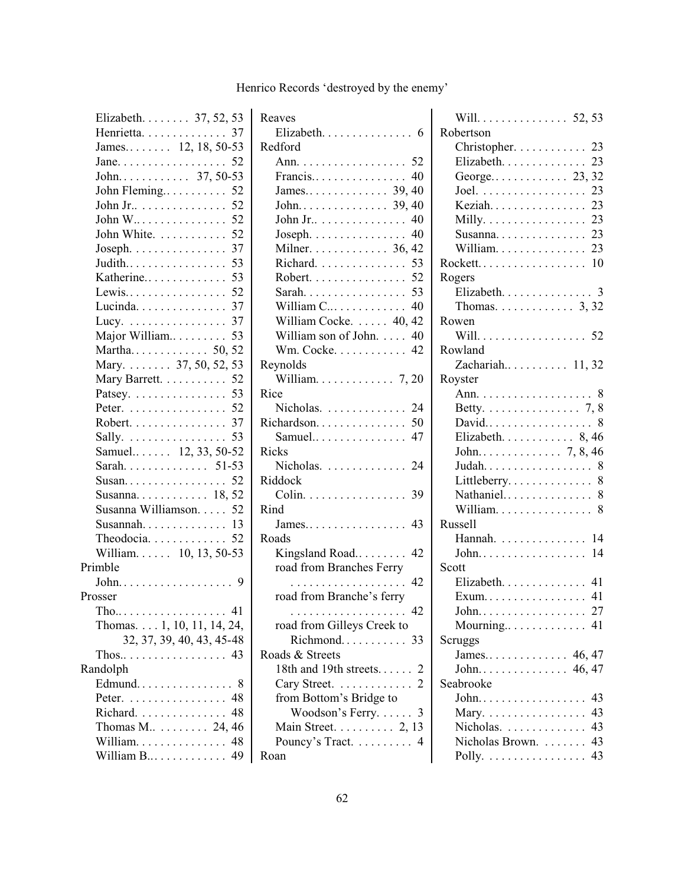Elizabeth. . . . . . . . 37, 52, 53
Henrietta. . . . . . . . . . . . . 37
James. . . . . . . . 12, 18, 50-53
Jane. . . . . . . . . . . . . . . . . 52
John. . . . . . . . . . . . 37, 50-53
John Fleming. . . . . . . . . . 52
John Jr.. . . . . . . . . . . . . . 52
John W.. . . . . . . . . . . . . . 52
John White. . . . . . . . . . . 52
Joseph. . . . . . . . . . . . . . . 37
Judith. . . . . . . . . . . . . . . . 53
Katherine. . . . . . . . . . . . . 53
Lewis. . . . . . . . . . . . . . . . 52
Lucinda. . . . . . . . . . . . . . 37
Lucy. . . . . . . . . . . . . . . . 37
Major William. . . . . . . . . 53
Martha. . . . . . . . . . . . 50, 52
Mary. . . . . . . . 37, 50, 52, 53
Mary Barrett. . . . . . . . . . 52
Patsey. . . . . . . . . . . . . . . 53
Peter. . . . . . . . . . . . . . . . 52
Robert. . . . . . . . . . . . . . . 37
Sally. . . . . . . . . . . . . . . . 53
Samuel. . . . . . . 12, 33, 50-52
Sarah. . . . . . . . . . . . . 51-53
Susan. . . . . . . . . . . . . . . . 52
Susanna. . . . . . . . . . . . 18, 52
Susanna Williamson. . . . . 52
Susannah. . . . . . . . . . . . . 13
Theodocia. . . . . . . . . . . . 52
William. . . . . . 10, 13, 50-53

Primble
John. . . . . . . . . . . . . . . . . . 9

Prosser
Tho.. . . . . . . . . . . . . . . . . 41
Thomas. . . . 1, 10, 11, 14, 24, 32, 37, 39, 40, 43, 45-48
Thos.. . . . . . . . . . . . . . . . 43

Randolph
Edmund. . . . . . . . . . . . . . . 8
Peter. . . . . . . . . . . . . . . . 48
Richard. . . . . . . . . . . . . . 48
Thomas M.. . . . . . . . . 24, 46
William. . . . . . . . . . . . . . 48
William B.. . . . . . . . . . . . 49

Reaves
Elizabeth. . . . . . . . . . . . . . 6

Redford
Ann. . . . . . . . . . . . . . . . . 52
Francis. . . . . . . . . . . . . . . 40
James. . . . . . . . . . . . . 39, 40
John. . . . . . . . . . . . . . 39, 40
John Jr.. . . . . . . . . . . . . . 40
Joseph. . . . . . . . . . . . . . . 40
Milner. . . . . . . . . . . . 36, 42
Richard. . . . . . . . . . . . . . 53
Robert. . . . . . . . . . . . . . . 52
Sarah. . . . . . . . . . . . . . . . 53
William C.. . . . . . . . . . . . 40
William Cocke. . . . . . 40, 42
William son of John. . . . . 40
Wm. Cocke. . . . . . . . . . . 42

Reynolds
William. . . . . . . . . . . . 7, 20

Rice
Nicholas. . . . . . . . . . . . . 24

Richardson. . . . . . . . . . . . . . 50
Samuel.. . . . . . . . . . . . . . 47

Ricks
Nicholas. . . . . . . . . . . . . 24

Riddock
Colin. . . . . . . . . . . . . . . . 39

Rind
James. . . . . . . . . . . . . . . . 43

Roads
Kingsland Road. . . . . . . . 42
road from Branches Ferry . . . . . . . . . . . . . . . . . . 42
road from Branche's ferry . . . . . . . . . . . . . . . . . . 42
road from Gilleys Creek to Richmond. . . . . . . . . . 33

Roads & Streets
18th and 19th streets. . . . . . 2
Cary Street. . . . . . . . . . . . 2
from Bottom's Bridge to Woodson's Ferry. . . . . . 3
Main Street. . . . . . . . . 2, 13
Pouncy's Tract. . . . . . . . . 4

Roan
Will. . . . . . . . . . . . . . 52, 53

Robertson
Christopher. . . . . . . . . . . 23
Elizabeth. . . . . . . . . . . . . 23
George. . . . . . . . . . . . 23, 32
Joel. . . . . . . . . . . . . . . . . 23
Keziah. . . . . . . . . . . . . . . 23
Milly. . . . . . . . . . . . . . . . 23
Susanna. . . . . . . . . . . . . . 23
William. . . . . . . . . . . . . . 23

Rockett. . . . . . . . . . . . . . . . . 10

Rogers
Elizabeth. . . . . . . . . . . . . . 3
Thomas. . . . . . . . . . . . . 3, 32

Rowen
Will. . . . . . . . . . . . . . . . . 52

Rowland
Zachariah. . . . . . . . . . 11, 32

Royster
Ann. . . . . . . . . . . . . . . . . . 8
Betty. . . . . . . . . . . . . . . 7, 8
David. . . . . . . . . . . . . . . . . 8
Elizabeth. . . . . . . . . . . . 8, 46
John. . . . . . . . . . . . . . 7, 8, 46
Judah. . . . . . . . . . . . . . . . . 8
Littleberry. . . . . . . . . . . . . 8
Nathaniel. . . . . . . . . . . . . . 8
William. . . . . . . . . . . . . . . 8

Russell
Hannah. . . . . . . . . . . . . . 14
John. . . . . . . . . . . . . . . . . 14

Scott
Elizabeth. . . . . . . . . . . . . 41
Exum. . . . . . . . . . . . . . . . 41
John. . . . . . . . . . . . . . . . . 27
Mourning. . . . . . . . . . . . . 41

Scruggs
James. . . . . . . . . . . . . 46, 47
John. . . . . . . . . . . . . . 46, 47

Seabrooke
John. . . . . . . . . . . . . . . . . 43
Mary. . . . . . . . . . . . . . . . 43
Nicholas. . . . . . . . . . . . . 43
Nicholas Brown. . . . . . . . 43
Polly. . . . . . . . . . . . . . . . 43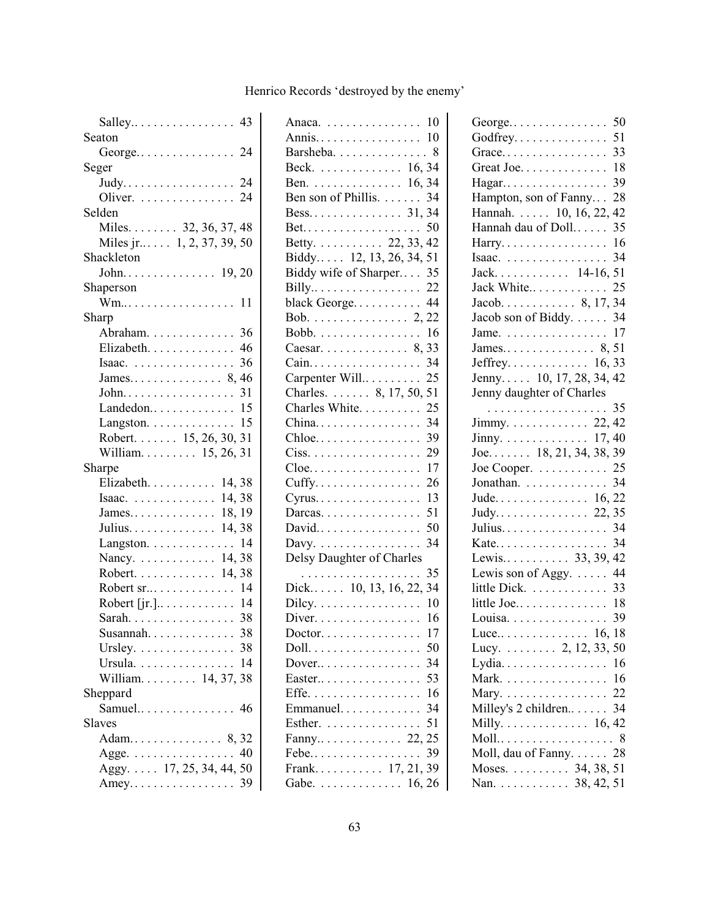Salley.. . . . . . . . . . . . . . . 43
Seaton
George.. . . . . . . . . . . . . . 24
Seger
Judy.. . . . . . . . . . . . . . . . 24
Oliver. . . . . . . . . . . . . . . 24
Selden
Miles. . . . . . . . 32, 36, 37, 48
Miles jr.. . . . . 1, 2, 37, 39, 50
Shackleton
John.. . . . . . . . . . . . . 19, 20
Shaperson
Wm.. . . . . . . . . . . . . . . . . 11
Sharp
Abraham. . . . . . . . . . . . . 36
Elizabeth. . . . . . . . . . . . . 46
Isaac. . . . . . . . . . . . . . . . 36
James.. . . . . . . . . . . . . 8, 46
John.. . . . . . . . . . . . . . . . 31
Landedon.. . . . . . . . . . . . 15
Langston. . . . . . . . . . . . . 15
Robert. . . . . . . 15, 26, 30, 31
William. . . . . . . . . 15, 26, 31
Sharpe
Elizabeth. . . . . . . . . . . 14, 38
Isaac. . . . . . . . . . . . . 14, 38
James.. . . . . . . . . . . . . 18, 19
Julius.. . . . . . . . . . . . . 14, 38
Langston. . . . . . . . . . . . . 14
Nancy. . . . . . . . . . . . 14, 38
Robert. . . . . . . . . . . . 14, 38
Robert sr.. . . . . . . . . . . . . 14
Robert [jr.].. . . . . . . . . . . 14
Sarah. . . . . . . . . . . . . . . . 38
Susannah. . . . . . . . . . . . . 38
Ursley. . . . . . . . . . . . . . . 38
Ursula. . . . . . . . . . . . . . . 14
William. . . . . . . . . 14, 37, 38
Sheppard
Samuel.. . . . . . . . . . . . . . 46
Slaves
Adam.. . . . . . . . . . . . . . 8, 32
Agge. . . . . . . . . . . . . . . . 40
Aggy. . . . . 17, 25, 34, 44, 50
Amey.. . . . . . . . . . . . . . . 39
Anaca. . . . . . . . . . . . . . . 10
Annis.. . . . . . . . . . . . . . . 10
Barsheba. . . . . . . . . . . . . . 8
Beck. . . . . . . . . . . . . 16, 34
Ben. . . . . . . . . . . . . . 16, 34
Ben son of Phillis. . . . . . . 34
Bess.. . . . . . . . . . . . . . 31, 34
Bet.. . . . . . . . . . . . . . . . . 50
Betty. . . . . . . . . . . 22, 33, 42
Biddy.. . . . 12, 13, 26, 34, 51
Biddy wife of Sharper.. . . 35
Billy.. . . . . . . . . . . . . . . . 22
black George. . . . . . . . . . 44
Bob. . . . . . . . . . . . . . . 2, 22
Bobb. . . . . . . . . . . . . . . . 16
Caesar. . . . . . . . . . . . . 8, 33
Cain.. . . . . . . . . . . . . . . . 34
Carpenter Will.. . . . . . . . 25
Charles. . . . . . . 8, 17, 50, 51
Charles White. . . . . . . . . 25
China.. . . . . . . . . . . . . . . 34
Chloe.. . . . . . . . . . . . . . . 39
Ciss. . . . . . . . . . . . . . . . . 29
Cloe.. . . . . . . . . . . . . . . . 17
Cuffy.. . . . . . . . . . . . . . . 26
Cyrus.. . . . . . . . . . . . . . . 13
Darcas.. . . . . . . . . . . . . . 51
David.. . . . . . . . . . . . . . . 50
Davy. . . . . . . . . . . . . . . . 34
Delsy Daughter of Charles
. . . . . . . . . . . . . . . . . . . 35
Dick.. . . . . 10, 13, 16, 22, 34
Dilcy. . . . . . . . . . . . . . . . 10
Diver.. . . . . . . . . . . . . . . 16
Doctor.. . . . . . . . . . . . . . 17
Doll. . . . . . . . . . . . . . . . . 50
Dover.. . . . . . . . . . . . . . . 34
Easter.. . . . . . . . . . . . . . . 53
Effe. . . . . . . . . . . . . . . . . 16
Emmanuel.. . . . . . . . . . . . 34
Esther. . . . . . . . . . . . . . . 51
Fanny.. . . . . . . . . . . . . 22, 25
Febe.. . . . . . . . . . . . . . . . 39
Frank. . . . . . . . . . . 17, 21, 39
Gabe. . . . . . . . . . . . . 16, 26
George.. . . . . . . . . . . . . . 50
Godfrey.. . . . . . . . . . . . . 51
Grace.. . . . . . . . . . . . . . . 33
Great Joe.. . . . . . . . . . . . 18
Hagar.. . . . . . . . . . . . . . . 39
Hampton, son of Fanny.. . 28
Hannah. . . . . . 10, 16, 22, 42
Hannah dau of Doll.. . . . . 35
Harry.. . . . . . . . . . . . . . . 16
Isaac. . . . . . . . . . . . . . . . 34
Jack. . . . . . . . . . . . 14-16, 51
Jack White.. . . . . . . . . . . 25
Jacob. . . . . . . . . . . . 8, 17, 34
Jacob son of Biddy. . . . . . 34
Jame. . . . . . . . . . . . . . . . 17
James.. . . . . . . . . . . . . . 8, 51
Jeffrey. . . . . . . . . . . . . 16, 33
Jenny.. . . . 10, 17, 28, 34, 42
Jenny daughter of Charles
. . . . . . . . . . . . . . . . . . . 35
Jimmy. . . . . . . . . . . . . 22, 42
Jinny. . . . . . . . . . . . . . 17, 40
Joe. . . . . . . 18, 21, 34, 38, 39
Joe Cooper. . . . . . . . . . . 25
Jonathan. . . . . . . . . . . . . 34
Jude.. . . . . . . . . . . . . . 16, 22
Judy.. . . . . . . . . . . . . . 22, 35
Julius.. . . . . . . . . . . . . . . 34
Kate.. . . . . . . . . . . . . . . . 34
Lewis.. . . . . . . . . . . 33, 39, 42
Lewis son of Aggy. . . . . . 44
little Dick. . . . . . . . . . . . 33
little Joe.. . . . . . . . . . . . . 18
Louisa. . . . . . . . . . . . . . . 39
Luce.. . . . . . . . . . . . . . 16, 18
Lucy. . . . . . . . . 2, 12, 33, 50
Lydia.. . . . . . . . . . . . . . . 16
Mark. . . . . . . . . . . . . . . . 16
Mary. . . . . . . . . . . . . . . . 22
Milley's 2 children.. . . . . . 34
Milly. . . . . . . . . . . . . . 16, 42
Moll.. . . . . . . . . . . . . . . . . 8
Moll, dau of Fanny. . . . . . 28
Moses. . . . . . . . . . 34, 38, 51
Nan. . . . . . . . . . . . 38, 42, 51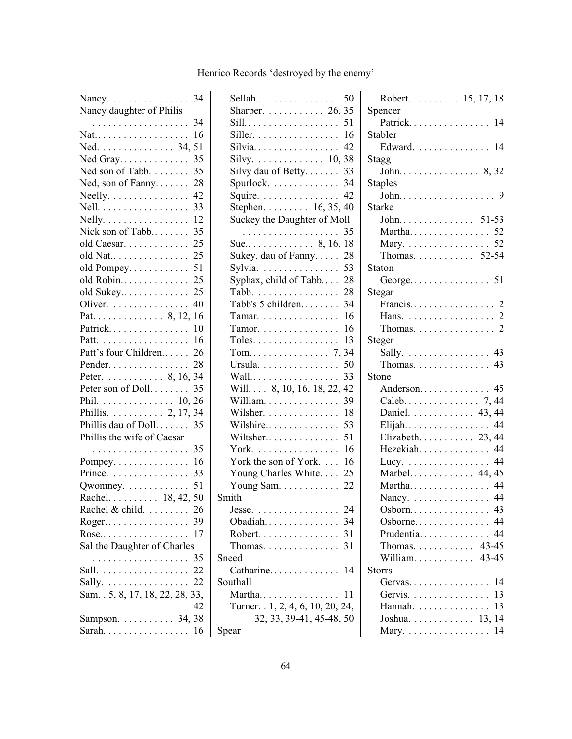Nancy. . . . . . . . . . . . . . . . 34
Nancy daughter of Philis . . . . . . . . . . . . . . . . . . . 34
Nat.. . . . . . . . . . . . . . . . . 16
Ned. . . . . . . . . . . . . . 34, 51
Ned Gray. . . . . . . . . . . . . 35
Ned son of Tabb. . . . . . . . 35
Ned, son of Fanny. . . . . . . 28
Neelly. . . . . . . . . . . . . . . 42
Nell. . . . . . . . . . . . . . . . . 33
Nelly. . . . . . . . . . . . . . . . 12
Nick son of Tabb.. . . . . . . 35
old Caesar. . . . . . . . . . . . 25
old Nat.. . . . . . . . . . . . . . 25
old Pompey. . . . . . . . . . . 51
old Robin.. . . . . . . . . . . . 25
old Sukey.. . . . . . . . . . . . 25
Oliver. . . . . . . . . . . . . . . 40
Pat. . . . . . . . . . . . . 8, 12, 16
Patrick. . . . . . . . . . . . . . . 10
Patt. . . . . . . . . . . . . . . . . 16
Patt's four Children.. . . . . 26
Pender. . . . . . . . . . . . . . . 28
Peter. . . . . . . . . . . 8, 16, 34
Peter son of Doll. . . . . . . . 35
Phil. . . . . . . . . . . . . . 10, 26
Phillis. . . . . . . . . . 2, 17, 34
Phillis dau of Doll. . . . . . . 35
Phillis the wife of Caesar . . . . . . . . . . . . . . . . . . . 35
Pompey. . . . . . . . . . . . . . 16
Prince. . . . . . . . . . . . . . . 33
Qwomney. . . . . . . . . . . . 51
Rachel. . . . . . . . . 18, 42, 50
Rachel & child. . . . . . . . . 26
Roger. . . . . . . . . . . . . . . . 39
Rose.. . . . . . . . . . . . . . . . 17
Sal the Daughter of Charles . . . . . . . . . . . . . . . . . . . 35
Sall. . . . . . . . . . . . . . . . . 22
Sally. . . . . . . . . . . . . . . . 22
Sam. . 5, 8, 17, 18, 22, 28, 33, 42
Sampson. . . . . . . . . . 34, 38
Sarah. . . . . . . . . . . . . . . . 16
Sellah.. . . . . . . . . . . . . . . 50
Sharper. . . . . . . . . . . 26, 35
Sill. . . . . . . . . . . . . . . . . . 51
Siller. . . . . . . . . . . . . . . . 16
Silvia. . . . . . . . . . . . . . . . 42
Silvy. . . . . . . . . . . . . 10, 38
Silvy dau of Betty. . . . . . . 33
Spurlock. . . . . . . . . . . . . 34
Squire. . . . . . . . . . . . . . . 42
Stephen. . . . . . . . 16, 35, 40
Suckey the Daughter of Moll . . . . . . . . . . . . . . . . . . . 35
Sue.. . . . . . . . . . . . . 8, 16, 18
Sukey, dau of Fanny. . . . . 28
Sylvia. . . . . . . . . . . . . . . 53
Syphax, child of Tabb. . . . 28
Tabb. . . . . . . . . . . . . . . . 28
Tabb's 5 children.. . . . . . . 34
Tamar. . . . . . . . . . . . . . . 16
Tamor. . . . . . . . . . . . . . . 16
Toles. . . . . . . . . . . . . . . . 13
Tom. . . . . . . . . . . . . . . 7, 34
Ursula. . . . . . . . . . . . . . . 50
Wall.. . . . . . . . . . . . . . . . 33
Will. . . . 8, 10, 16, 18, 22, 42
William. . . . . . . . . . . . . . 39
Wilsher. . . . . . . . . . . . . . 18
Wilshire.. . . . . . . . . . . . . 53
Wiltsher.. . . . . . . . . . . . . 51
York. . . . . . . . . . . . . . . . 16
York the son of York. . . . 16
Young Charles White. . . . 25
Young Sam. . . . . . . . . . . 22

Smith
- Jesse. . . . . . . . . . . . . . . . 24
- Obadiah. . . . . . . . . . . . . . 34
- Robert. . . . . . . . . . . . . . . 31
- Thomas. . . . . . . . . . . . . . 31

Sneed
- Catharine. . . . . . . . . . . . . 14

Southall
- Martha. . . . . . . . . . . . . . . 11
- Turner. . 1, 2, 4, 6, 10, 20, 24, 32, 33, 39-41, 45-48, 50

Spear
- Robert. . . . . . . . . 15, 17, 18

Spencer
- Patrick. . . . . . . . . . . . . . . 14

Stabler
- Edward. . . . . . . . . . . . . . 14

Stagg
- John. . . . . . . . . . . . . . . 8, 32

Staples
- John. . . . . . . . . . . . . . . . . . 9

Starke
- John. . . . . . . . . . . . . . 51-53
- Martha. . . . . . . . . . . . . . . 52
- Mary. . . . . . . . . . . . . . . . 52
- Thomas. . . . . . . . . . . 52-54

Staton
- George. . . . . . . . . . . . . . . 51

Stegar
- Francis. . . . . . . . . . . . . . . . 2
- Hans. . . . . . . . . . . . . . . . . 2
- Thomas. . . . . . . . . . . . . . . 2

Steger
- Sally. . . . . . . . . . . . . . . . 43
- Thomas. . . . . . . . . . . . . . 43

Stone
- Anderson. . . . . . . . . . . . . 45
- Caleb. . . . . . . . . . . . . . 7, 44
- Daniel. . . . . . . . . . . . 43, 44
- Elijah. . . . . . . . . . . . . . . . 44
- Elizabeth. . . . . . . . . . 23, 44
- Hezekiah. . . . . . . . . . . . . 44
- Lucy. . . . . . . . . . . . . . . . 44
- Marbel. . . . . . . . . . . . 44, 45
- Martha. . . . . . . . . . . . . . . 44
- Nancy. . . . . . . . . . . . . . . 44
- Osborn. . . . . . . . . . . . . . . 43
- Osborne. . . . . . . . . . . . . . 44
- Prudentia. . . . . . . . . . . . . 44
- Thomas. . . . . . . . . . . 43-45
- William. . . . . . . . . . . 43-45

Storrs
- Gervas. . . . . . . . . . . . . . . 14
- Gervis. . . . . . . . . . . . . . . 13
- Hannah. . . . . . . . . . . . . . 13
- Joshua. . . . . . . . . . . . 13, 14
- Mary. . . . . . . . . . . . . . . . 14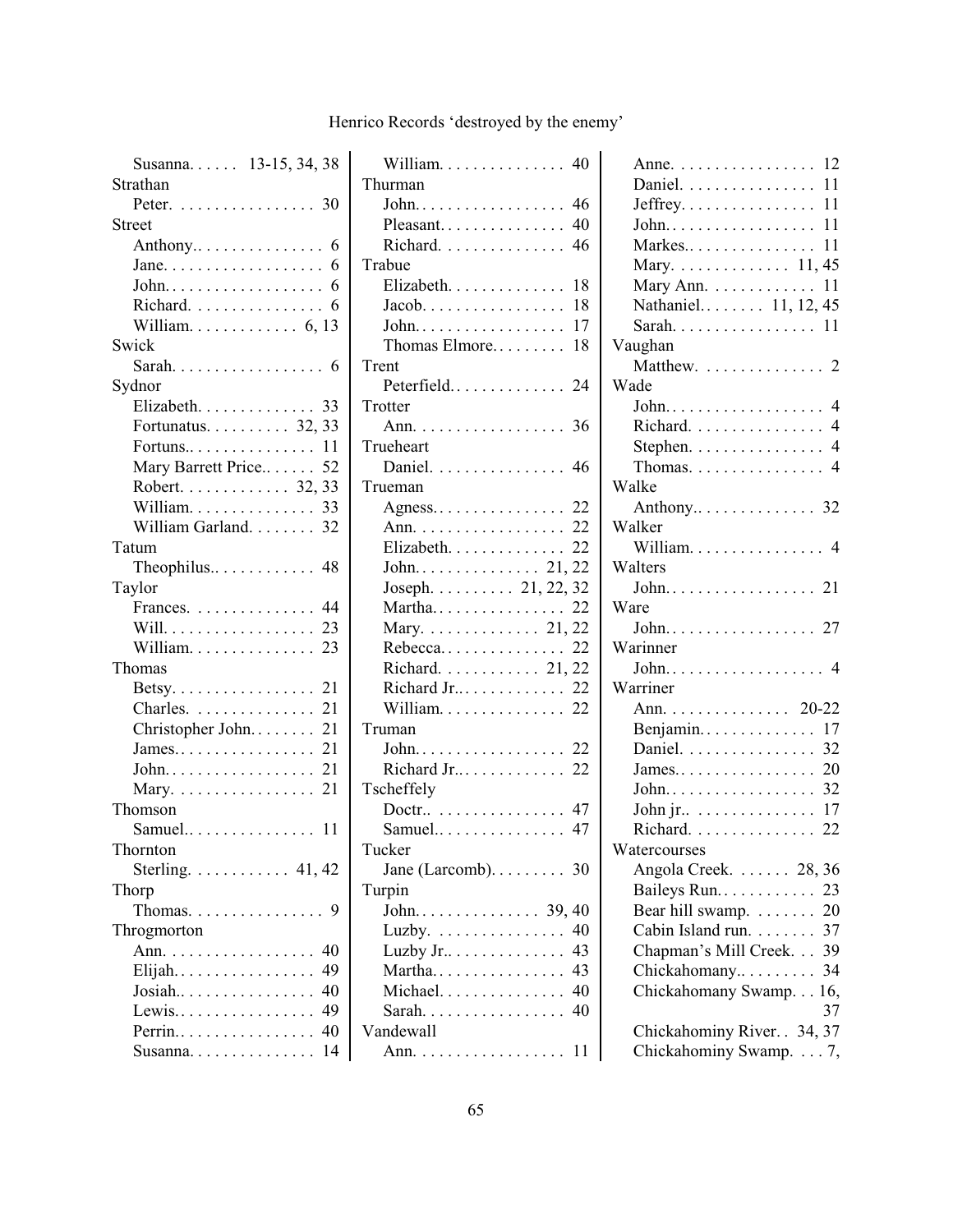Susanna. . . . . . 13-15, 34, 38

Strathan
- Peter. . . . . . . . . . . . . . . . 30

Street
- Anthony.. . . . . . . . . . . . . . 6
- Jane. . . . . . . . . . . . . . . . . . 6
- John. . . . . . . . . . . . . . . . . . 6
- Richard. . . . . . . . . . . . . . . 6
- William. . . . . . . . . . . . . 6, 13

Swick
- Sarah. . . . . . . . . . . . . . . . . 6

Sydnor
- Elizabeth. . . . . . . . . . . . . 33
- Fortunatus. . . . . . . . . . 32, 33
- Fortuns.. . . . . . . . . . . . . . 11
- Mary Barrett Price.. . . . . . 52
- Robert. . . . . . . . . . . . 32, 33
- William. . . . . . . . . . . . . . 33
- William Garland. . . . . . . . 32

Tatum
- Theophilus.. . . . . . . . . . . . 48

Taylor
- Frances. . . . . . . . . . . . . . 44
- Will. . . . . . . . . . . . . . . . . 23
- William. . . . . . . . . . . . . . 23

Thomas
- Betsy. . . . . . . . . . . . . . . . 21
- Charles. . . . . . . . . . . . . . 21
- Christopher John. . . . . . . . 21
- James. . . . . . . . . . . . . . . . 21
- John. . . . . . . . . . . . . . . . . 21
- Mary. . . . . . . . . . . . . . . . 21

Thomson
- Samuel.. . . . . . . . . . . . . . 11

Thornton
- Sterling. . . . . . . . . . . 41, 42

Thorp
- Thomas. . . . . . . . . . . . . . . 9

Throgmorton
- Ann. . . . . . . . . . . . . . . . . 40
- Elijah. . . . . . . . . . . . . . . . 49
- Josiah.. . . . . . . . . . . . . . . 40
- Lewis. . . . . . . . . . . . . . . . 49
- Perrin.. . . . . . . . . . . . . . . 40
- Susanna. . . . . . . . . . . . . . 14
- William. . . . . . . . . . . . . . 40

Thurman
- John. . . . . . . . . . . . . . . . . 46
- Pleasant. . . . . . . . . . . . . . 40
- Richard. . . . . . . . . . . . . . 46

Trabue
- Elizabeth. . . . . . . . . . . . . 18
- Jacob. . . . . . . . . . . . . . . . 18
- John. . . . . . . . . . . . . . . . . 17
- Thomas Elmore. . . . . . . . . 18

Trent
- Peterfield. . . . . . . . . . . . . 24

Trotter
- Ann. . . . . . . . . . . . . . . . . 36

Trueheart
- Daniel. . . . . . . . . . . . . . . 46

Trueman
- Agness. . . . . . . . . . . . . . . 22
- Ann. . . . . . . . . . . . . . . . . 22
- Elizabeth. . . . . . . . . . . . . 22
- John. . . . . . . . . . . . . . 21, 22
- Joseph. . . . . . . . . . 21, 22, 32
- Martha. . . . . . . . . . . . . . . 22
- Mary. . . . . . . . . . . . . 21, 22
- Rebecca. . . . . . . . . . . . . . 22
- Richard. . . . . . . . . . . 21, 22
- Richard Jr.. . . . . . . . . . . . 22
- William. . . . . . . . . . . . . . 22

Truman
- John. . . . . . . . . . . . . . . . . 22
- Richard Jr.. . . . . . . . . . . . 22

Tscheffely
- Doctr.. . . . . . . . . . . . . . . 47
- Samuel.. . . . . . . . . . . . . . 47

Tucker
- Jane (Larcomb). . . . . . . . . 30

Turpin
- John. . . . . . . . . . . . . . 39, 40
- Luzby. . . . . . . . . . . . . . . 40
- Luzby Jr.. . . . . . . . . . . . . 43
- Martha. . . . . . . . . . . . . . . 43
- Michael. . . . . . . . . . . . . . 40
- Sarah. . . . . . . . . . . . . . . . 40

Vandewall
- Ann. . . . . . . . . . . . . . . . . 11
- Anne. . . . . . . . . . . . . . . . 12
- Daniel. . . . . . . . . . . . . . . 11
- Jeffrey. . . . . . . . . . . . . . . 11
- John. . . . . . . . . . . . . . . . . 11
- Markes.. . . . . . . . . . . . . . 11
- Mary. . . . . . . . . . . . . 11, 45
- Mary Ann. . . . . . . . . . . . 11
- Nathaniel. . . . . . . . 11, 12, 45
- Sarah. . . . . . . . . . . . . . . . 11

Vaughan
- Matthew. . . . . . . . . . . . . . 2

Wade
- John. . . . . . . . . . . . . . . . . . 4
- Richard. . . . . . . . . . . . . . . 4
- Stephen. . . . . . . . . . . . . . . 4
- Thomas. . . . . . . . . . . . . . . 4

Walke
- Anthony.. . . . . . . . . . . . . 32

Walker
- William. . . . . . . . . . . . . . . 4

Walters
- John. . . . . . . . . . . . . . . . . 21

Ware
- John. . . . . . . . . . . . . . . . . 27

Warinner
- John. . . . . . . . . . . . . . . . . . 4

Warriner
- Ann. . . . . . . . . . . . . . 20-22
- Benjamin. . . . . . . . . . . . . 17
- Daniel. . . . . . . . . . . . . . . 32
- James.. . . . . . . . . . . . . . . 20
- John. . . . . . . . . . . . . . . . . 32
- John jr.. . . . . . . . . . . . . . 17
- Richard. . . . . . . . . . . . . . 22

Watercourses
- Angola Creek. . . . . . . 28, 36
- Baileys Run. . . . . . . . . . . 23
- Bear hill swamp. . . . . . . . 20
- Cabin Island run. . . . . . . . 37
- Chapman's Mill Creek. . . 39
- Chickahomany.. . . . . . . . . 34
- Chickahomany Swamp. . . 16, 37
- Chickahominy River. . 34, 37
- Chickahominy Swamp. . . . 7,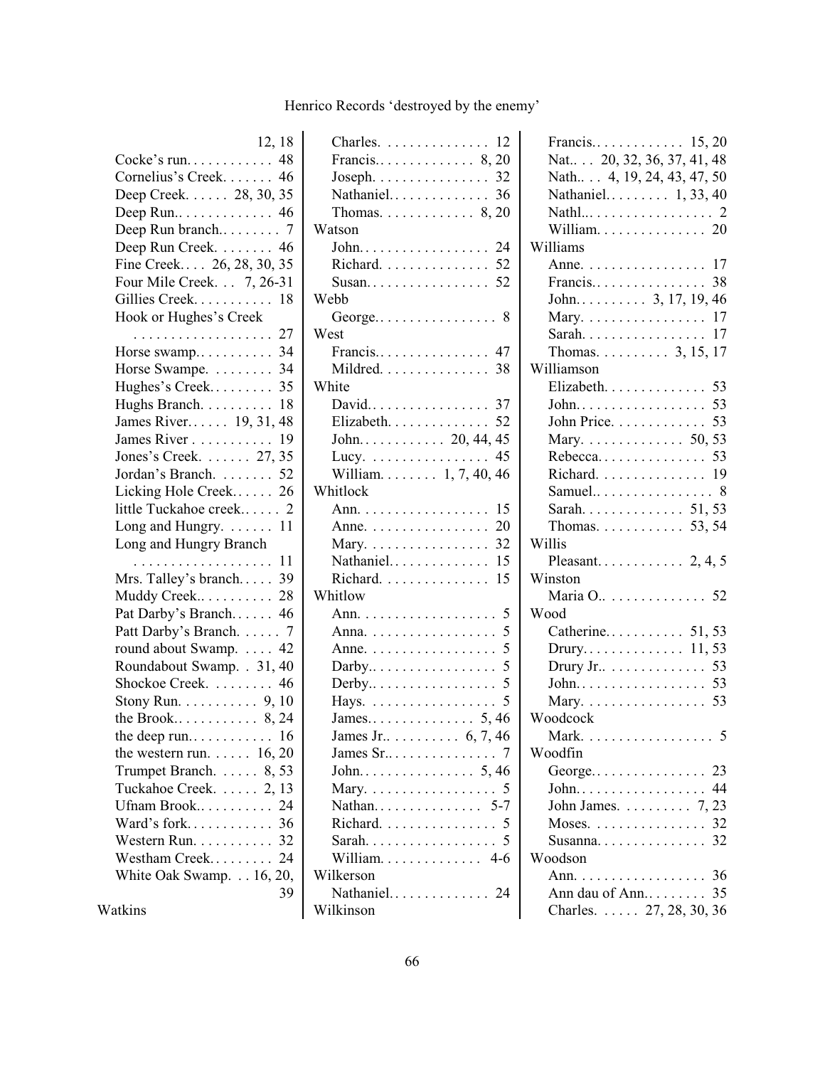12, 18
Cocke's run. . . . . . . . . . . . 48
Cornelius's Creek. . . . . . . 46
Deep Creek. . . . . . 28, 30, 35
Deep Run.. . . . . . . . . . . . 46
Deep Run branch.. . . . . . . . 7
Deep Run Creek. . . . . . . . 46
Fine Creek. . . . 26, 28, 30, 35
Four Mile Creek. . . 7, 26-31
Gillies Creek. . . . . . . . . . . 18
Hook or Hughes's Creek
. . . . . . . . . . . . . . . . . . . 27
Horse swamp.. . . . . . . . . . 34
Horse Swampe. . . . . . . . . 34
Hughes's Creek. . . . . . . . . 35
Hughs Branch. . . . . . . . . . 18
James River. . . . . . 19, 31, 48
James River . . . . . . . . . . . 19
Jones's Creek. . . . . . . 27, 35
Jordan's Branch. . . . . . . . 52
Licking Hole Creek. . . . . . 26
little Tuckahoe creek.. . . . . 2
Long and Hungry. . . . . . . 11
Long and Hungry Branch
. . . . . . . . . . . . . . . . . . . 11
Mrs. Talley's branch. . . . . 39
Muddy Creek.. . . . . . . . . . 28
Pat Darby's Branch. . . . . . 46
Patt Darby's Branch. . . . . . 7
round about Swamp. . . . . 42
Roundabout Swamp. . 31, 40
Shockoe Creek. . . . . . . . . 46
Stony Run. . . . . . . . . . . 9, 10
the Brook.. . . . . . . . . . . 8, 24
the deep run.. . . . . . . . . . . 16
the western run. . . . . . 16, 20
Trumpet Branch. . . . . . 8, 53
Tuckahoe Creek. . . . . . 2, 13
Ufnam Brook.. . . . . . . . . . 24
Ward's fork. . . . . . . . . . . . 36
Western Run. . . . . . . . . . . 32
Westham Creek. . . . . . . . . 24
White Oak Swamp. . . 16, 20, 39

Watkins
Charles. . . . . . . . . . . . . . 12
Francis.. . . . . . . . . . . . . 8, 20
Joseph. . . . . . . . . . . . . . . . 32
Nathaniel. . . . . . . . . . . . . . 36
Thomas. . . . . . . . . . . . . 8, 20

Watson
John. . . . . . . . . . . . . . . . . . 24
Richard. . . . . . . . . . . . . . . 52
Susan. . . . . . . . . . . . . . . . . 52

Webb
George.. . . . . . . . . . . . . . . . 8

West
Francis.. . . . . . . . . . . . . . . 47
Mildred. . . . . . . . . . . . . . . 38

White
David.. . . . . . . . . . . . . . . . 37
Elizabeth. . . . . . . . . . . . . . 52
John. . . . . . . . . . . . 20, 44, 45
Lucy. . . . . . . . . . . . . . . . . 45
William. . . . . . . . 1, 7, 40, 46

Whitlock
Ann. . . . . . . . . . . . . . . . . . 15
Anne. . . . . . . . . . . . . . . . . 20
Mary. . . . . . . . . . . . . . . . . 32
Nathaniel. . . . . . . . . . . . . . 15
Richard. . . . . . . . . . . . . . . 15

Whitlow
Ann. . . . . . . . . . . . . . . . . . . 5
Anna. . . . . . . . . . . . . . . . . . 5
Anne. . . . . . . . . . . . . . . . . . 5
Darby.. . . . . . . . . . . . . . . . . 5
Derby.. . . . . . . . . . . . . . . . . 5
Hays. . . . . . . . . . . . . . . . . . 5
James.. . . . . . . . . . . . . . 5, 46
James Jr.. . . . . . . . . . 6, 7, 46
James Sr.. . . . . . . . . . . . . . . 7
John. . . . . . . . . . . . . . . . 5, 46
Mary. . . . . . . . . . . . . . . . . . 5
Nathan. . . . . . . . . . . . . . . 5-7
Richard. . . . . . . . . . . . . . . . 5
Sarah. . . . . . . . . . . . . . . . . . 5
William. . . . . . . . . . . . . . 4-6

Wilkerson
Nathaniel. . . . . . . . . . . . . . 24

Wilkinson
Francis.. . . . . . . . . . . . . 15, 20
Nat.. . . 20, 32, 36, 37, 41, 48
Nath.. . . 4, 19, 24, 43, 47, 50
Nathaniel. . . . . . . . . 1, 33, 40
Nathl... . . . . . . . . . . . . . . . . 2
William. . . . . . . . . . . . . . . 20

Williams
Anne. . . . . . . . . . . . . . . . . 17
Francis.. . . . . . . . . . . . . . . 38
John. . . . . . . . . . 3, 17, 19, 46
Mary. . . . . . . . . . . . . . . . . 17
Sarah. . . . . . . . . . . . . . . . . 17
Thomas. . . . . . . . . . 3, 15, 17

Williamson
Elizabeth. . . . . . . . . . . . . . 53
John. . . . . . . . . . . . . . . . . . 53
John Price. . . . . . . . . . . . . 53
Mary. . . . . . . . . . . . . . 50, 53
Rebecca. . . . . . . . . . . . . . . 53
Richard. . . . . . . . . . . . . . . 19
Samuel.. . . . . . . . . . . . . . . . 8
Sarah. . . . . . . . . . . . . . 51, 53
Thomas. . . . . . . . . . . . 53, 54

Willis
Pleasant. . . . . . . . . . . . 2, 4, 5

Winston
Maria O.. . . . . . . . . . . . . . 52

Wood
Catherine. . . . . . . . . . . 51, 53
Drury. . . . . . . . . . . . . . 11, 53
Drury Jr.. . . . . . . . . . . . . . 53
John. . . . . . . . . . . . . . . . . . 53
Mary. . . . . . . . . . . . . . . . . 53

Woodcock
Mark. . . . . . . . . . . . . . . . . . 5

Woodfin
George. . . . . . . . . . . . . . . . 23
John. . . . . . . . . . . . . . . . . . 44
John James. . . . . . . . . . . 7, 23
Moses. . . . . . . . . . . . . . . . 32
Susanna. . . . . . . . . . . . . . . 32

Woodson
Ann. . . . . . . . . . . . . . . . . . 36
Ann dau of Ann.. . . . . . . . . 35
Charles. . . . . . 27, 28, 30, 36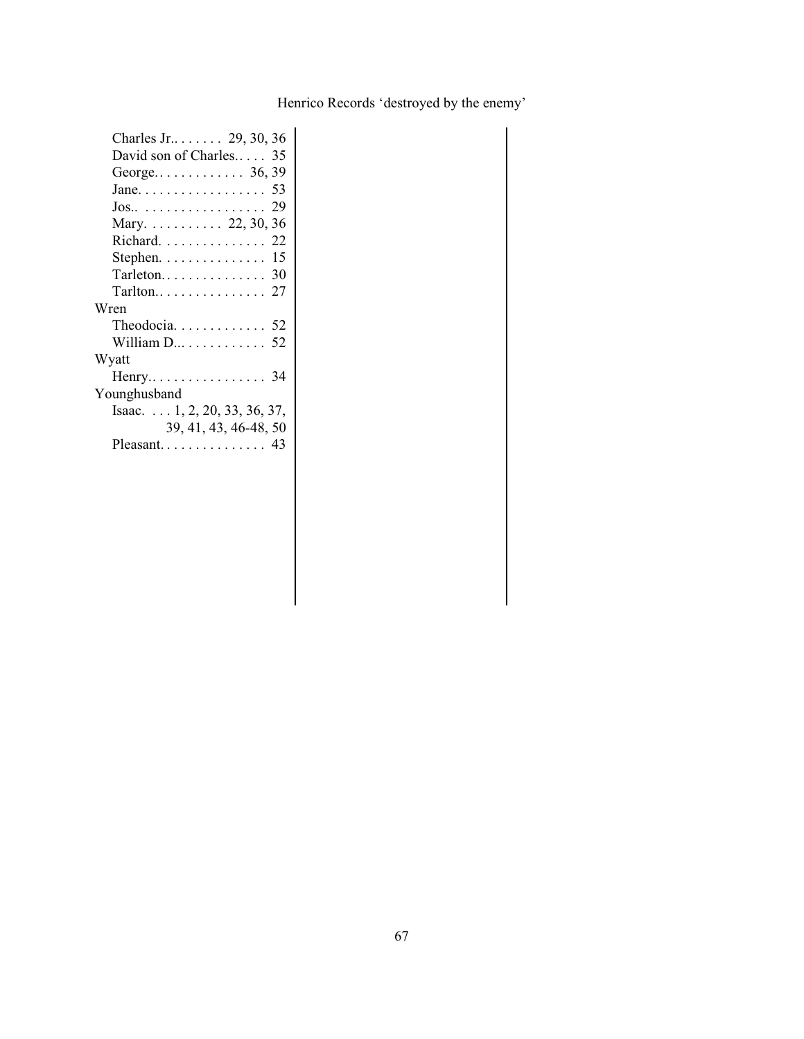Charles Jr. . . . . . . . 29, 30, 36
David son of Charles. . . . . 35
George. . . . . . . . . . . . 36, 39
Jane. . . . . . . . . . . . . . . . . 53
Jos.. . . . . . . . . . . . . . . . . 29
Mary. . . . . . . . . . . 22, 30, 36
Richard. . . . . . . . . . . . . . . 22
Stephen. . . . . . . . . . . . . . . 15
Tarleton. . . . . . . . . . . . . . . 30
Tarlton. . . . . . . . . . . . . . . . 27

Wren
Theodocia. . . . . . . . . . . . . 52
William D... . . . . . . . . . . . 52

Wyatt
Henry. . . . . . . . . . . . . . . . . 34

Younghusband
Isaac. . . . 1, 2, 20, 33, 36, 37, 39, 41, 43, 46-48, 50
Pleasant. . . . . . . . . . . . . . . 43